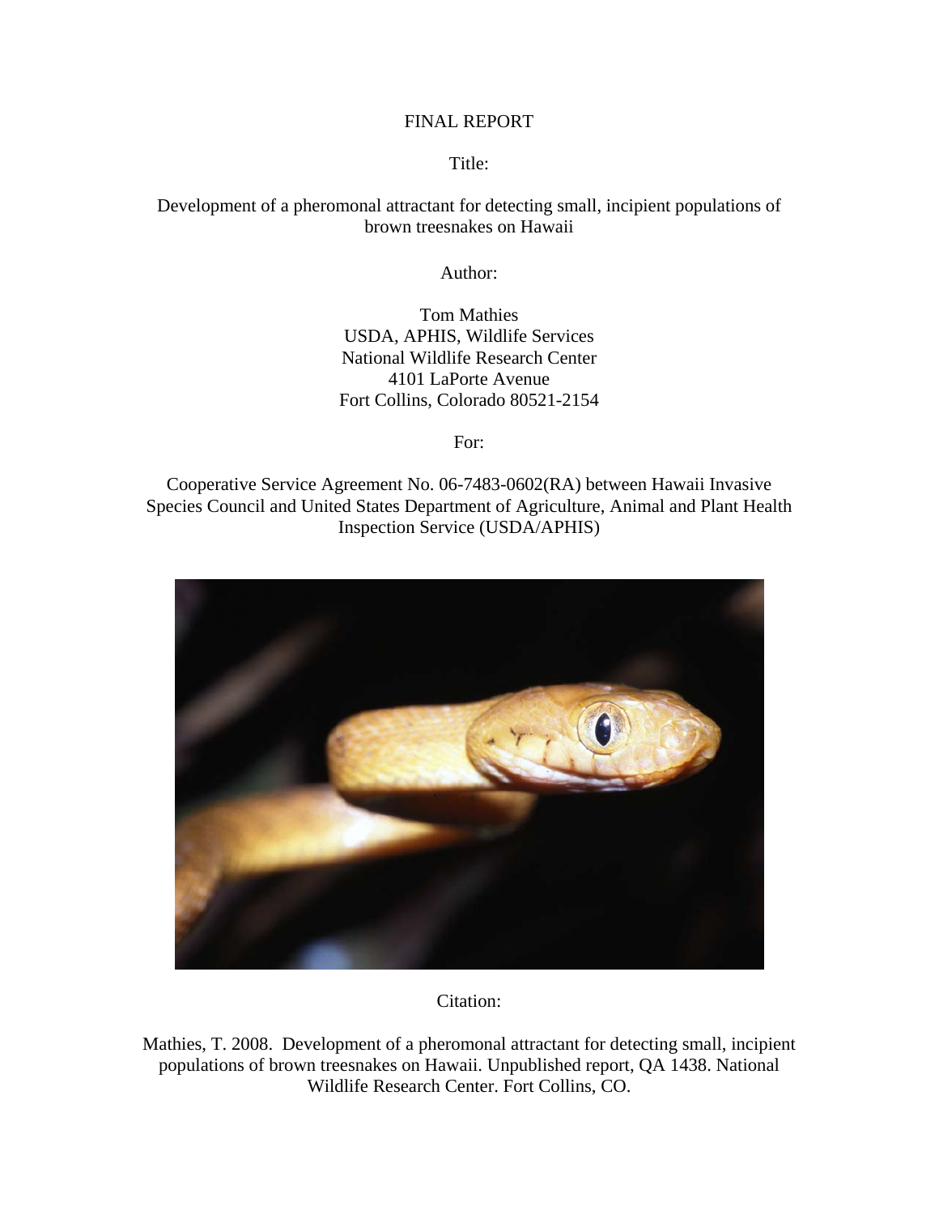FINAL REPORT

Title:

Development of a pheromonal attractant for detecting small, incipient populations of brown treesnakes on Hawaii

Author:

Tom Mathies
USDA, APHIS, Wildlife Services
National Wildlife Research Center
4101 LaPorte Avenue
Fort Collins, Colorado 80521-2154

For:

Cooperative Service Agreement No. 06-7483-0602(RA) between Hawaii Invasive Species Council and United States Department of Agriculture, Animal and Plant Health Inspection Service (USDA/APHIS)

Citation:

Mathies, T. 2008. Development of a pheromonal attractant for detecting small, incipient populations of brown treesnakes on Hawaii. Unpublished report, QA 1438. National Wildlife Research Center. Fort Collins, CO.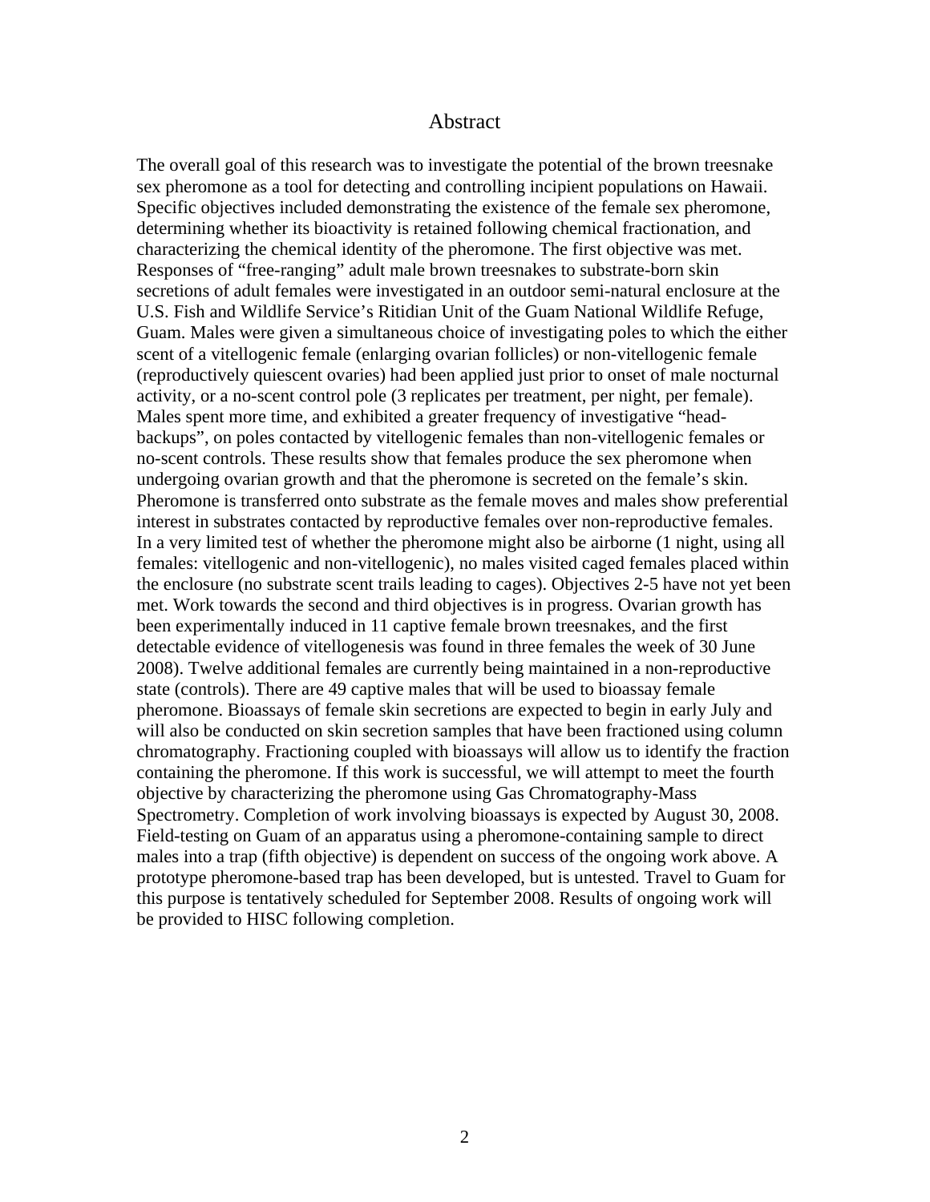# Abstract

The overall goal of this research was to investigate the potential of the brown treesnake sex pheromone as a tool for detecting and controlling incipient populations on Hawaii. Specific objectives included demonstrating the existence of the female sex pheromone, determining whether its bioactivity is retained following chemical fractionation, and characterizing the chemical identity of the pheromone. The first objective was met. Responses of "free-ranging" adult male brown treesnakes to substrate-born skin secretions of adult females were investigated in an outdoor semi-natural enclosure at the U.S. Fish and Wildlife Service's Ritidian Unit of the Guam National Wildlife Refuge, Guam. Males were given a simultaneous choice of investigating poles to which the either scent of a vitellogenic female (enlarging ovarian follicles) or non-vitellogenic female (reproductively quiescent ovaries) had been applied just prior to onset of male nocturnal activity, or a no-scent control pole (3 replicates per treatment, per night, per female). Males spent more time, and exhibited a greater frequency of investigative "head-backups", on poles contacted by vitellogenic females than non-vitellogenic females or no-scent controls. These results show that females produce the sex pheromone when undergoing ovarian growth and that the pheromone is secreted on the female's skin. Pheromone is transferred onto substrate as the female moves and males show preferential interest in substrates contacted by reproductive females over non-reproductive females. In a very limited test of whether the pheromone might also be airborne (1 night, using all females: vitellogenic and non-vitellogenic), no males visited caged females placed within the enclosure (no substrate scent trails leading to cages). Objectives 2-5 have not yet been met. Work towards the second and third objectives is in progress. Ovarian growth has been experimentally induced in 11 captive female brown treesnakes, and the first detectable evidence of vitellogenesis was found in three females the week of 30 June 2008). Twelve additional females are currently being maintained in a non-reproductive state (controls). There are 49 captive males that will be used to bioassay female pheromone. Bioassays of female skin secretions are expected to begin in early July and will also be conducted on skin secretion samples that have been fractioned using column chromatography. Fractioning coupled with bioassays will allow us to identify the fraction containing the pheromone. If this work is successful, we will attempt to meet the fourth objective by characterizing the pheromone using Gas Chromatography-Mass Spectrometry. Completion of work involving bioassays is expected by August 30, 2008. Field-testing on Guam of an apparatus using a pheromone-containing sample to direct males into a trap (fifth objective) is dependent on success of the ongoing work above. A prototype pheromone-based trap has been developed, but is untested. Travel to Guam for this purpose is tentatively scheduled for September 2008. Results of ongoing work will be provided to HISC following completion.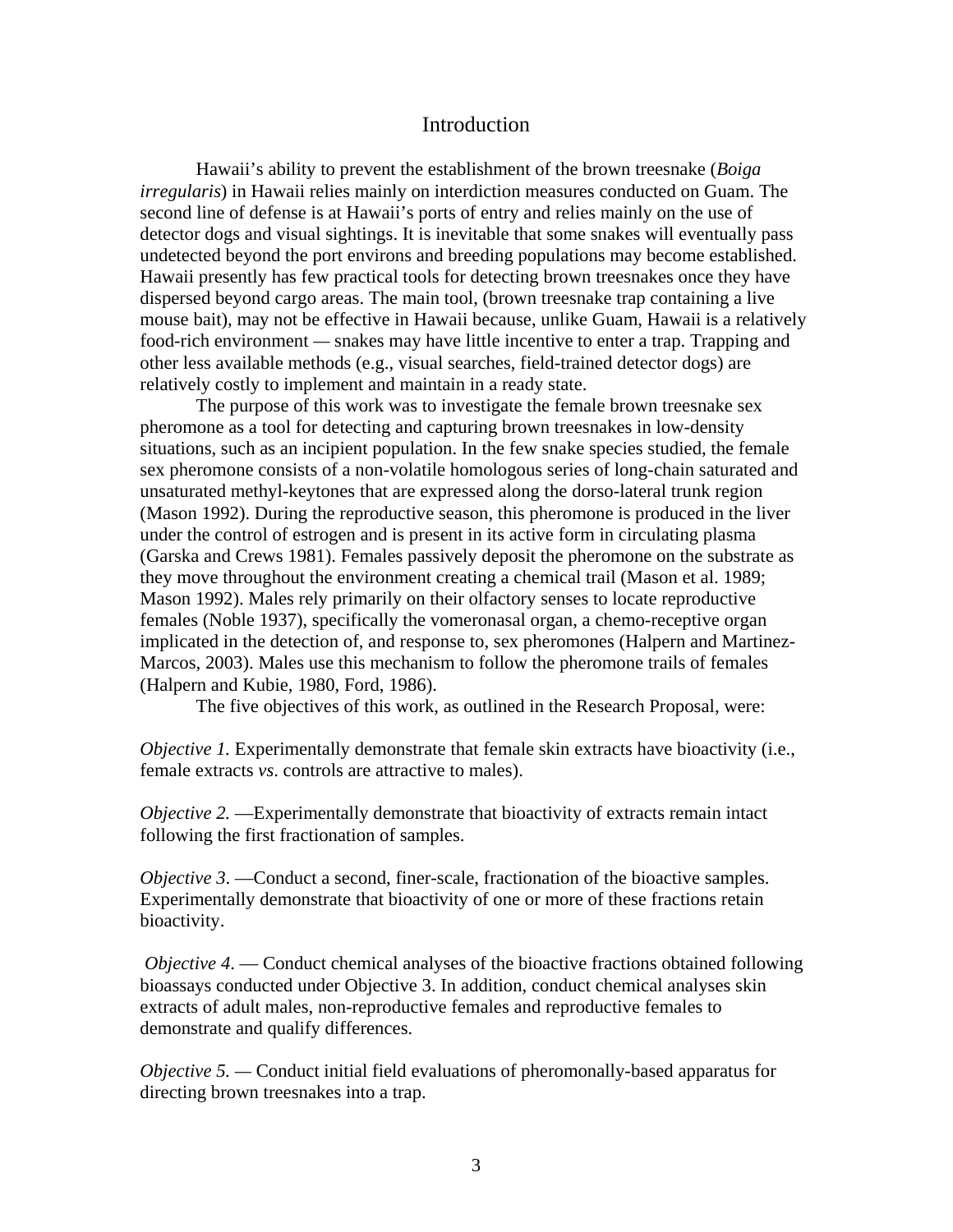# Introduction

Hawaii's ability to prevent the establishment of the brown treesnake (*Boiga irregularis*) in Hawaii relies mainly on interdiction measures conducted on Guam. The second line of defense is at Hawaii's ports of entry and relies mainly on the use of detector dogs and visual sightings. It is inevitable that some snakes will eventually pass undetected beyond the port environs and breeding populations may become established. Hawaii presently has few practical tools for detecting brown treesnakes once they have dispersed beyond cargo areas. The main tool, (brown treesnake trap containing a live mouse bait), may not be effective in Hawaii because, unlike Guam, Hawaii is a relatively food-rich environment — snakes may have little incentive to enter a trap. Trapping and other less available methods (e.g., visual searches, field-trained detector dogs) are relatively costly to implement and maintain in a ready state.

The purpose of this work was to investigate the female brown treesnake sex pheromone as a tool for detecting and capturing brown treesnakes in low-density situations, such as an incipient population. In the few snake species studied, the female sex pheromone consists of a non-volatile homologous series of long-chain saturated and unsaturated methyl-keytones that are expressed along the dorso-lateral trunk region (Mason 1992). During the reproductive season, this pheromone is produced in the liver under the control of estrogen and is present in its active form in circulating plasma (Garska and Crews 1981). Females passively deposit the pheromone on the substrate as they move throughout the environment creating a chemical trail (Mason et al. 1989; Mason 1992). Males rely primarily on their olfactory senses to locate reproductive females (Noble 1937), specifically the vomeronasal organ, a chemo-receptive organ implicated in the detection of, and response to, sex pheromones (Halpern and Martinez-Marcos, 2003). Males use this mechanism to follow the pheromone trails of females (Halpern and Kubie, 1980, Ford, 1986).

The five objectives of this work, as outlined in the Research Proposal, were:

*Objective 1.* Experimentally demonstrate that female skin extracts have bioactivity (i.e., female extracts *vs.* controls are attractive to males).

*Objective 2.* —Experimentally demonstrate that bioactivity of extracts remain intact following the first fractionation of samples.

*Objective 3*. —Conduct a second, finer-scale, fractionation of the bioactive samples. Experimentally demonstrate that bioactivity of one or more of these fractions retain bioactivity.

*Objective 4*. — Conduct chemical analyses of the bioactive fractions obtained following bioassays conducted under Objective 3. In addition, conduct chemical analyses skin extracts of adult males, non-reproductive females and reproductive females to demonstrate and qualify differences.

*Objective 5.* — Conduct initial field evaluations of pheromonally-based apparatus for directing brown treesnakes into a trap.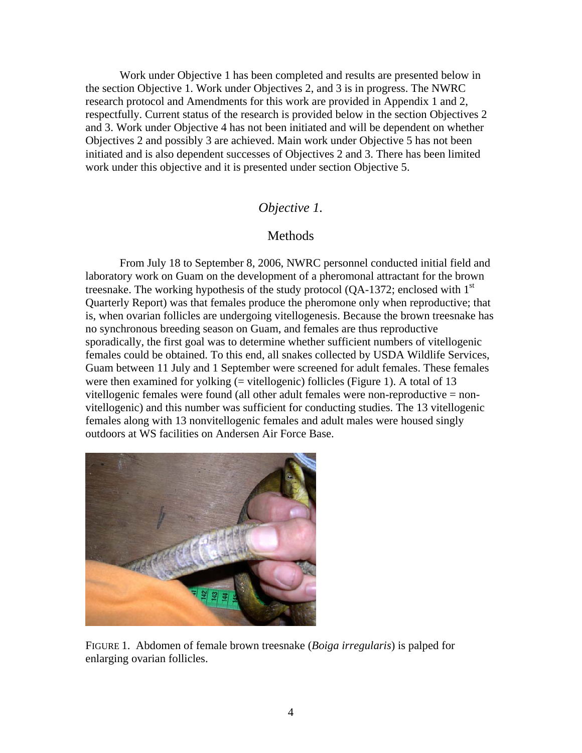Work under Objective 1 has been completed and results are presented below in the section Objective 1. Work under Objectives 2, and 3 is in progress. The NWRC research protocol and Amendments for this work are provided in Appendix 1 and 2, respectfully. Current status of the research is provided below in the section Objectives 2 and 3. Work under Objective 4 has not been initiated and will be dependent on whether Objectives 2 and possibly 3 are achieved. Main work under Objective 5 has not been initiated and is also dependent successes of Objectives 2 and 3. There has been limited work under this objective and it is presented under section Objective 5.

## *Objective 1.*

### Methods

From July 18 to September 8, 2006, NWRC personnel conducted initial field and laboratory work on Guam on the development of a pheromonal attractant for the brown treesnake. The working hypothesis of the study protocol (QA-1372; enclosed with 1st Quarterly Report) was that females produce the pheromone only when reproductive; that is, when ovarian follicles are undergoing vitellogenesis. Because the brown treesnake has no synchronous breeding season on Guam, and females are thus reproductive sporadically, the first goal was to determine whether sufficient numbers of vitellogenic females could be obtained. To this end, all snakes collected by USDA Wildlife Services, Guam between 11 July and 1 September were screened for adult females. These females were then examined for yolking (= vitellogenic) follicles (Figure 1). A total of 13 vitellogenic females were found (all other adult females were non-reproductive = non-vitellogenic) and this number was sufficient for conducting studies. The 13 vitellogenic females along with 13 nonvitellogenic females and adult males were housed singly outdoors at WS facilities on Andersen Air Force Base.

FIGURE 1. Abdomen of female brown treesnake (*Boiga irregularis*) is palped for enlarging ovarian follicles.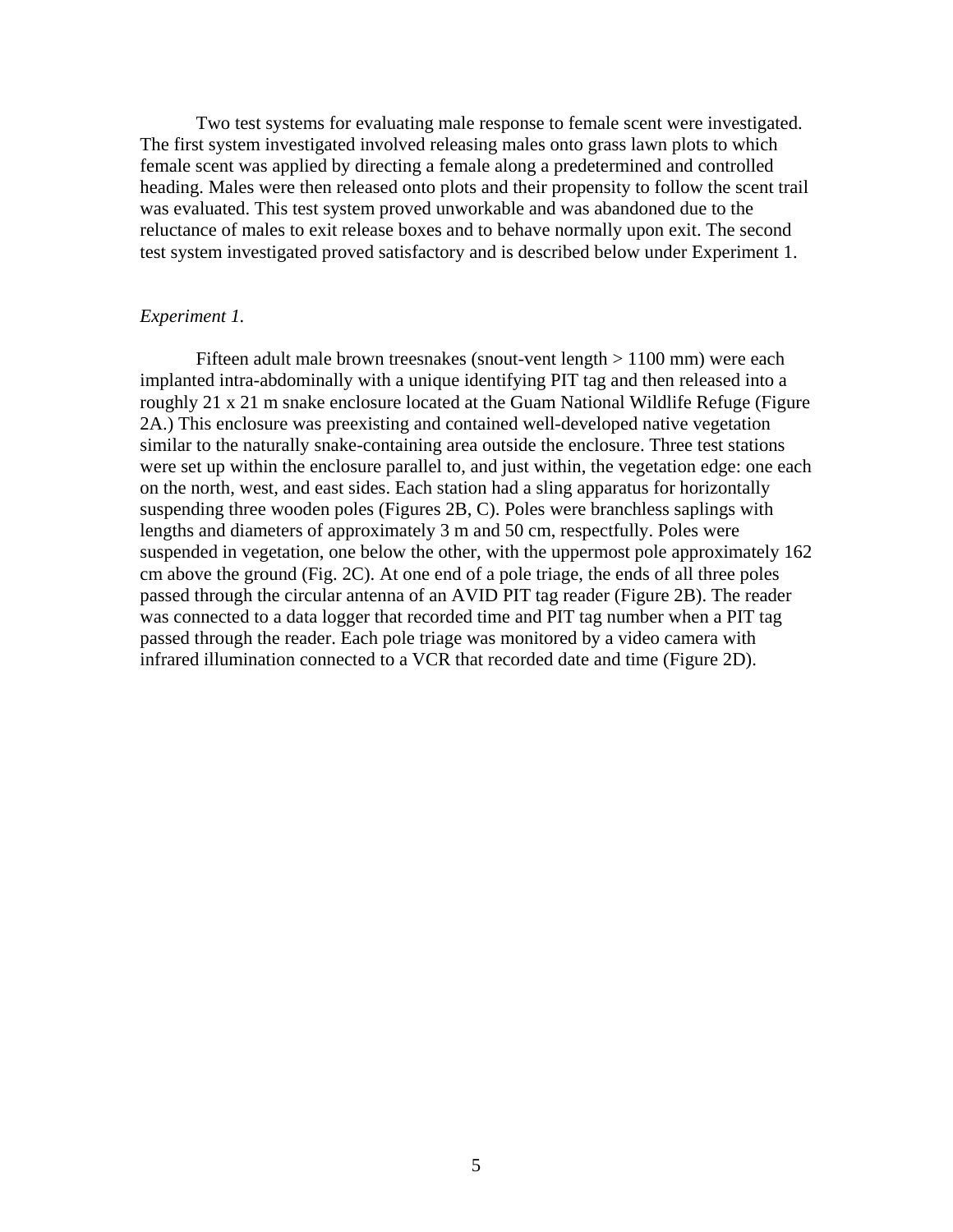Two test systems for evaluating male response to female scent were investigated. The first system investigated involved releasing males onto grass lawn plots to which female scent was applied by directing a female along a predetermined and controlled heading. Males were then released onto plots and their propensity to follow the scent trail was evaluated. This test system proved unworkable and was abandoned due to the reluctance of males to exit release boxes and to behave normally upon exit. The second test system investigated proved satisfactory and is described below under Experiment 1.

*Experiment 1.*

Fifteen adult male brown treesnakes (snout-vent length > 1100 mm) were each implanted intra-abdominally with a unique identifying PIT tag and then released into a roughly 21 x 21 m snake enclosure located at the Guam National Wildlife Refuge (Figure 2A.) This enclosure was preexisting and contained well-developed native vegetation similar to the naturally snake-containing area outside the enclosure. Three test stations were set up within the enclosure parallel to, and just within, the vegetation edge: one each on the north, west, and east sides. Each station had a sling apparatus for horizontally suspending three wooden poles (Figures 2B, C). Poles were branchless saplings with lengths and diameters of approximately 3 m and 50 cm, respectfully. Poles were suspended in vegetation, one below the other, with the uppermost pole approximately 162 cm above the ground (Fig. 2C). At one end of a pole triage, the ends of all three poles passed through the circular antenna of an AVID PIT tag reader (Figure 2B). The reader was connected to a data logger that recorded time and PIT tag number when a PIT tag passed through the reader. Each pole triage was monitored by a video camera with infrared illumination connected to a VCR that recorded date and time (Figure 2D).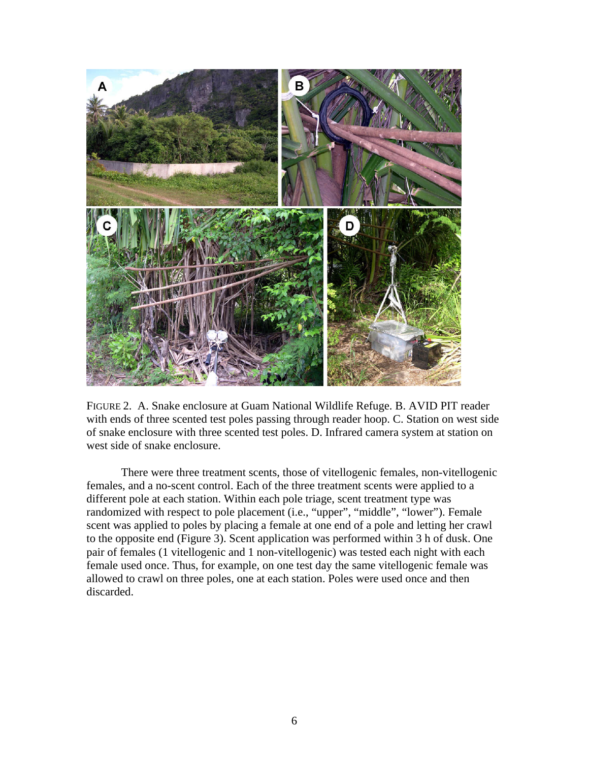FIGURE 2. A. Snake enclosure at Guam National Wildlife Refuge. B. AVID PIT reader with ends of three scented test poles passing through reader hoop. C. Station on west side of snake enclosure with three scented test poles. D. Infrared camera system at station on west side of snake enclosure.

There were three treatment scents, those of vitellogenic females, non-vitellogenic females, and a no-scent control. Each of the three treatment scents were applied to a different pole at each station. Within each pole triage, scent treatment type was randomized with respect to pole placement (i.e., "upper", "middle", "lower"). Female scent was applied to poles by placing a female at one end of a pole and letting her crawl to the opposite end (Figure 3). Scent application was performed within 3 h of dusk. One pair of females (1 vitellogenic and 1 non-vitellogenic) was tested each night with each female used once. Thus, for example, on one test day the same vitellogenic female was allowed to crawl on three poles, one at each station. Poles were used once and then discarded.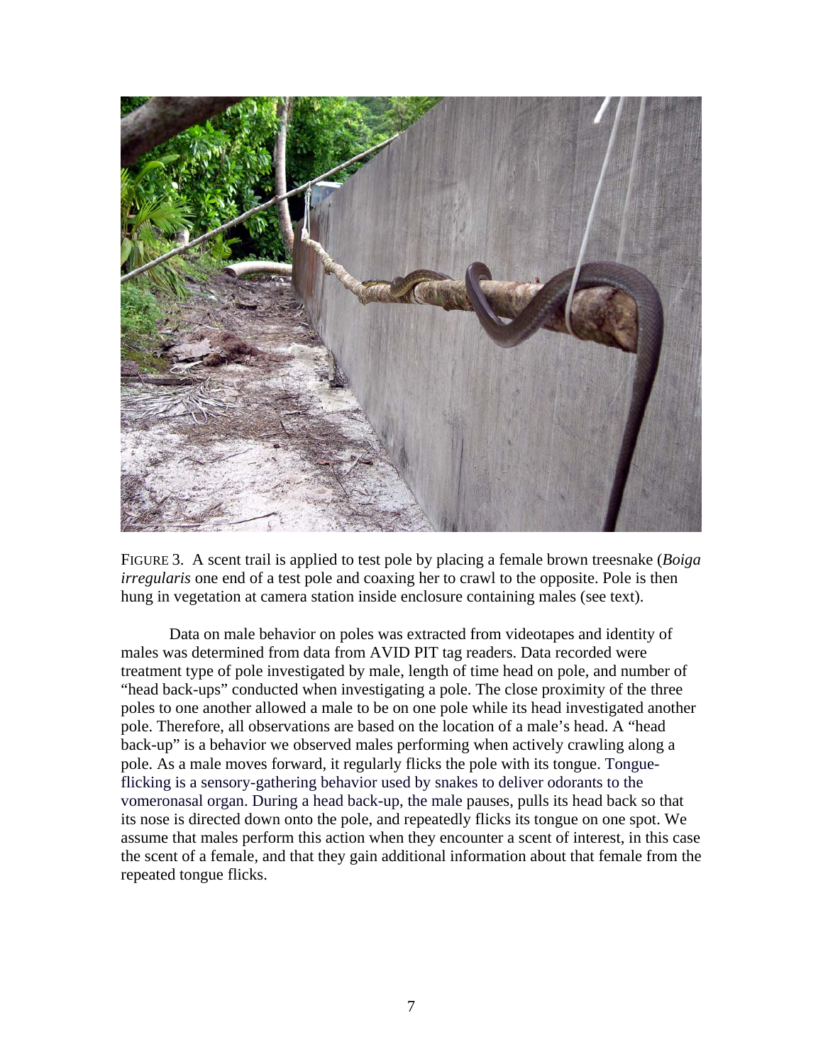FIGURE 3. A scent trail is applied to test pole by placing a female brown treesnake (*Boiga irregularis* one end of a test pole and coaxing her to crawl to the opposite. Pole is then hung in vegetation at camera station inside enclosure containing males (see text).

Data on male behavior on poles was extracted from videotapes and identity of males was determined from data from AVID PIT tag readers. Data recorded were treatment type of pole investigated by male, length of time head on pole, and number of "head back-ups" conducted when investigating a pole. The close proximity of the three poles to one another allowed a male to be on one pole while its head investigated another pole. Therefore, all observations are based on the location of a male's head. A "head back-up" is a behavior we observed males performing when actively crawling along a pole. As a male moves forward, it regularly flicks the pole with its tongue. Tongue-flicking is a sensory-gathering behavior used by snakes to deliver odorants to the vomeronasal organ. During a head back-up, the male pauses, pulls its head back so that its nose is directed down onto the pole, and repeatedly flicks its tongue on one spot. We assume that males perform this action when they encounter a scent of interest, in this case the scent of a female, and that they gain additional information about that female from the repeated tongue flicks.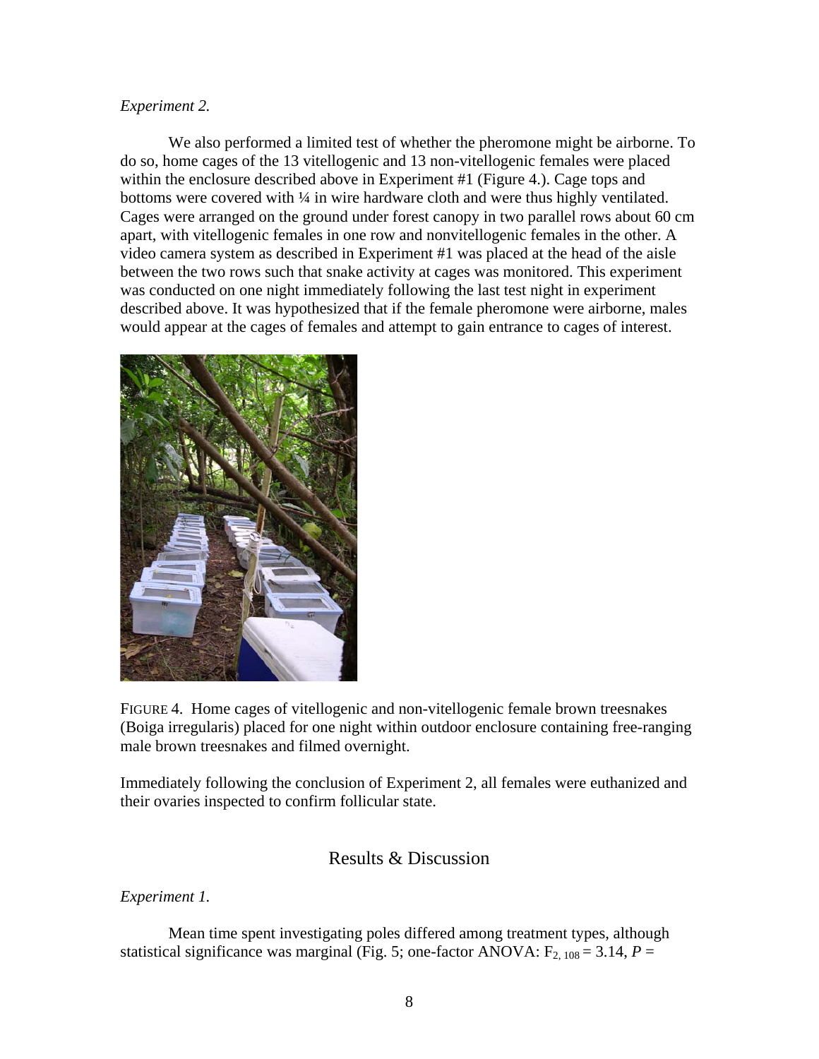*Experiment 2.*

We also performed a limited test of whether the pheromone might be airborne. To do so, home cages of the 13 vitellogenic and 13 non-vitellogenic females were placed within the enclosure described above in Experiment #1 (Figure 4.). Cage tops and bottoms were covered with ¼ in wire hardware cloth and were thus highly ventilated. Cages were arranged on the ground under forest canopy in two parallel rows about 60 cm apart, with vitellogenic females in one row and nonvitellogenic females in the other. A video camera system as described in Experiment #1 was placed at the head of the aisle between the two rows such that snake activity at cages was monitored. This experiment was conducted on one night immediately following the last test night in experiment described above. It was hypothesized that if the female pheromone were airborne, males would appear at the cages of females and attempt to gain entrance to cages of interest.

FIGURE 4. Home cages of vitellogenic and non-vitellogenic female brown treesnakes (Boiga irregularis) placed for one night within outdoor enclosure containing free-ranging male brown treesnakes and filmed overnight.

Immediately following the conclusion of Experiment 2, all females were euthanized and their ovaries inspected to confirm follicular state.

## Results & Discussion

*Experiment 1.*

Mean time spent investigating poles differed among treatment types, although statistical significance was marginal (Fig. 5; one-factor ANOVA: $F_{2, 108} = 3.14$, $P$ =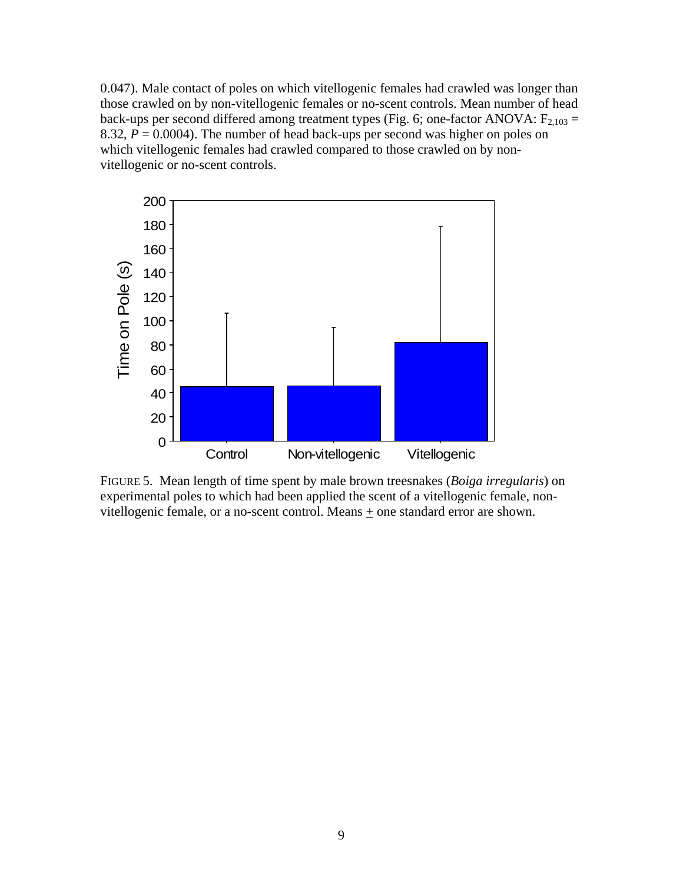0.047). Male contact of poles on which vitellogenic females had crawled was longer than those crawled on by non-vitellogenic females or no-scent controls. Mean number of head back-ups per second differed among treatment types (Fig. 6; one-factor ANOVA: $F_{2,103}$ = 8.32, $P$ = 0.0004). The number of head back-ups per second was higher on poles on which vitellogenic females had crawled compared to those crawled on by non-vitellogenic or no-scent controls.

FIGURE 5. Mean length of time spent by male brown treesnakes (*Boiga irregularis*) on experimental poles to which had been applied the scent of a vitellogenic female, non-vitellogenic female, or a no-scent control. Means $\pm$ one standard error are shown.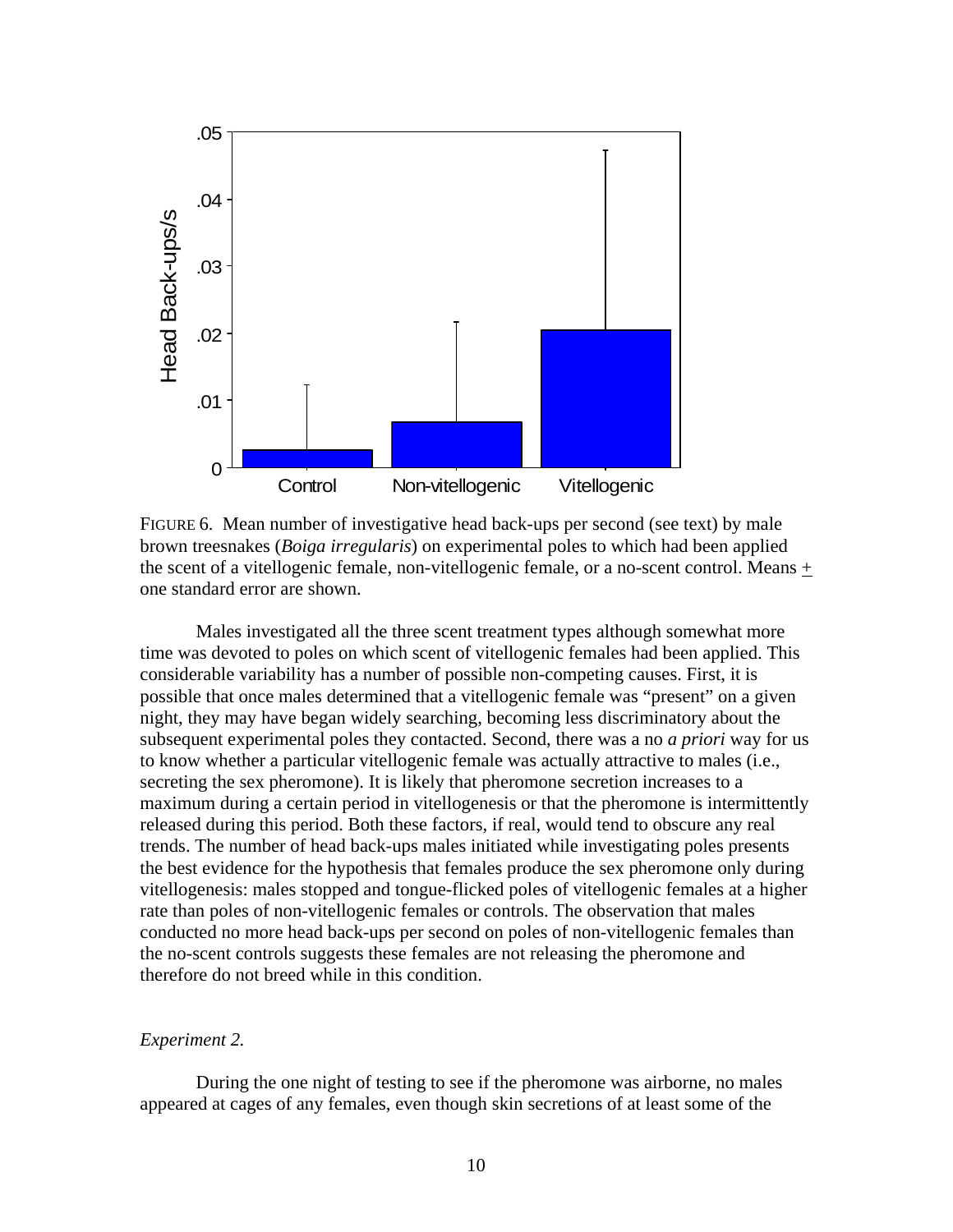FIGURE 6. Mean number of investigative head back-ups per second (see text) by male brown treesnakes (*Boiga irregularis*) on experimental poles to which had been applied the scent of a vitellogenic female, non-vitellogenic female, or a no-scent control. Means $\pm$ one standard error are shown.

Males investigated all the three scent treatment types although somewhat more time was devoted to poles on which scent of vitellogenic females had been applied. This considerable variability has a number of possible non-competing causes. First, it is possible that once males determined that a vitellogenic female was "present" on a given night, they may have began widely searching, becoming less discriminatory about the subsequent experimental poles they contacted. Second, there was a no *a priori* way for us to know whether a particular vitellogenic female was actually attractive to males (i.e., secreting the sex pheromone). It is likely that pheromone secretion increases to a maximum during a certain period in vitellogenesis or that the pheromone is intermittently released during this period. Both these factors, if real, would tend to obscure any real trends. The number of head back-ups males initiated while investigating poles presents the best evidence for the hypothesis that females produce the sex pheromone only during vitellogenesis: males stopped and tongue-flicked poles of vitellogenic females at a higher rate than poles of non-vitellogenic females or controls. The observation that males conducted no more head back-ups per second on poles of non-vitellogenic females than the no-scent controls suggests these females are not releasing the pheromone and therefore do not breed while in this condition.

*Experiment 2.*

During the one night of testing to see if the pheromone was airborne, no males appeared at cages of any females, even though skin secretions of at least some of the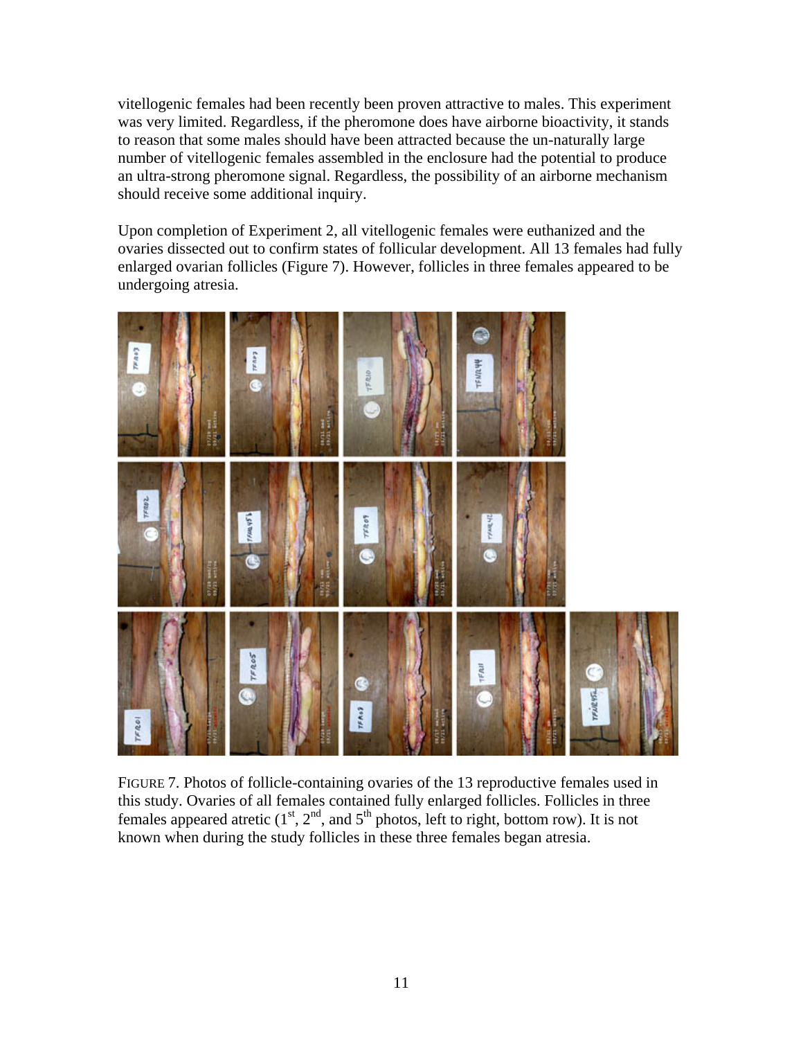vitellogenic females had been recently been proven attractive to males. This experiment was very limited. Regardless, if the pheromone does have airborne bioactivity, it stands to reason that some males should have been attracted because the un-naturally large number of vitellogenic females assembled in the enclosure had the potential to produce an ultra-strong pheromone signal. Regardless, the possibility of an airborne mechanism should receive some additional inquiry.

Upon completion of Experiment 2, all vitellogenic females were euthanized and the ovaries dissected out to confirm states of follicular development. All 13 females had fully enlarged ovarian follicles (Figure 7). However, follicles in three females appeared to be undergoing atresia.

FIGURE 7. Photos of follicle-containing ovaries of the 13 reproductive females used in this study. Ovaries of all females contained fully enlarged follicles. Follicles in three females appeared atretic (1st, 2nd, and 5th photos, left to right, bottom row). It is not known when during the study follicles in these three females began atresia.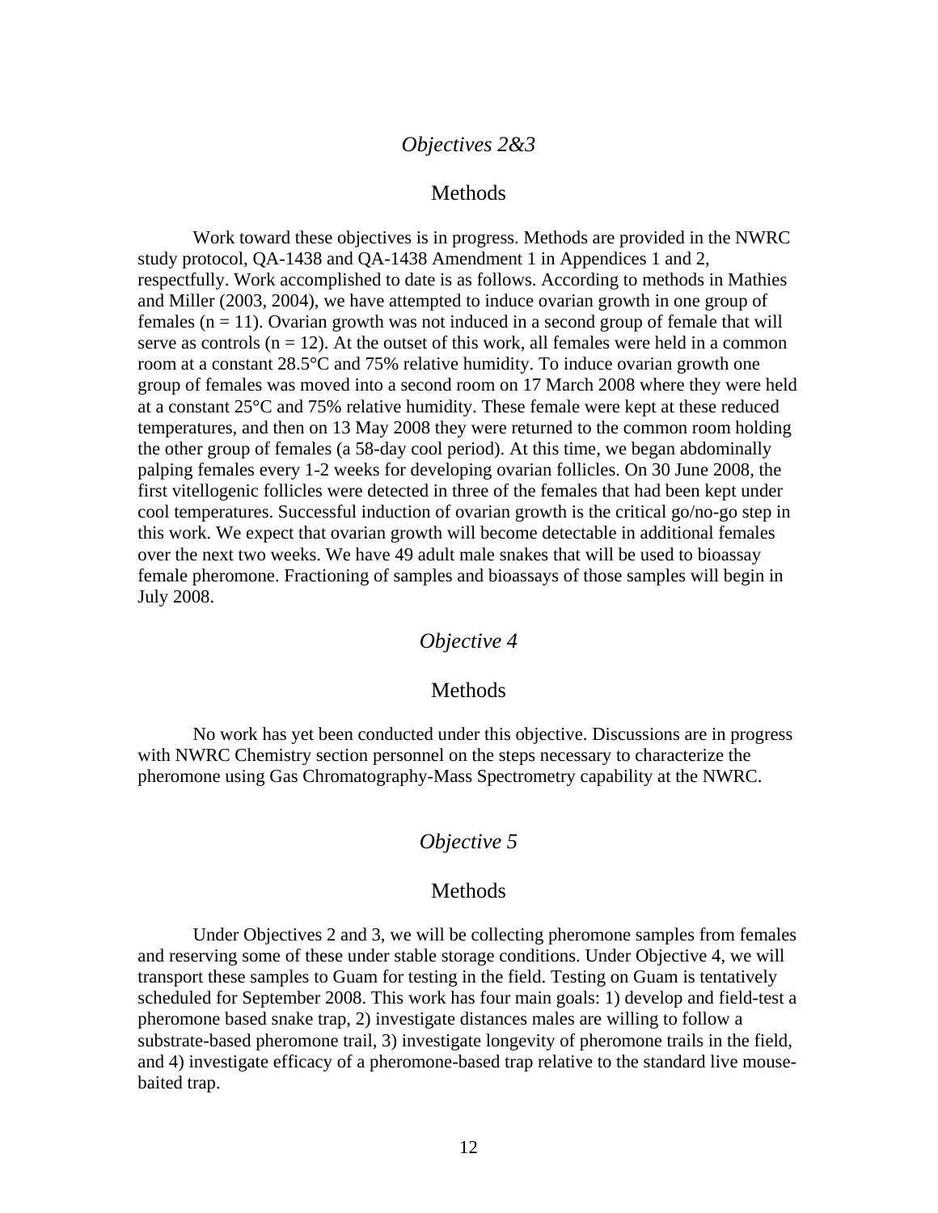### *Objectives 2&3*

#### Methods

Work toward these objectives is in progress. Methods are provided in the NWRC study protocol, QA-1438 and QA-1438 Amendment 1 in Appendices 1 and 2, respectfully. Work accomplished to date is as follows. According to methods in Mathies and Miller (2003, 2004), we have attempted to induce ovarian growth in one group of females ($n = 11$). Ovarian growth was not induced in a second group of female that will serve as controls ($n = 12$). At the outset of this work, all females were held in a common room at a constant 28.5°C and 75% relative humidity. To induce ovarian growth one group of females was moved into a second room on 17 March 2008 where they were held at a constant 25°C and 75% relative humidity. These female were kept at these reduced temperatures, and then on 13 May 2008 they were returned to the common room holding the other group of females (a 58-day cool period). At this time, we began abdominally palping females every 1-2 weeks for developing ovarian follicles. On 30 June 2008, the first vitellogenic follicles were detected in three of the females that had been kept under cool temperatures. Successful induction of ovarian growth is the critical go/no-go step in this work. We expect that ovarian growth will become detectable in additional females over the next two weeks. We have 49 adult male snakes that will be used to bioassay female pheromone. Fractioning of samples and bioassays of those samples will begin in July 2008.

### *Objective 4*

#### Methods

No work has yet been conducted under this objective. Discussions are in progress with NWRC Chemistry section personnel on the steps necessary to characterize the pheromone using Gas Chromatography-Mass Spectrometry capability at the NWRC.

### *Objective 5*

#### Methods

Under Objectives 2 and 3, we will be collecting pheromone samples from females and reserving some of these under stable storage conditions. Under Objective 4, we will transport these samples to Guam for testing in the field. Testing on Guam is tentatively scheduled for September 2008. This work has four main goals: 1) develop and field-test a pheromone based snake trap, 2) investigate distances males are willing to follow a substrate-based pheromone trail, 3) investigate longevity of pheromone trails in the field, and 4) investigate efficacy of a pheromone-based trap relative to the standard live mouse-baited trap.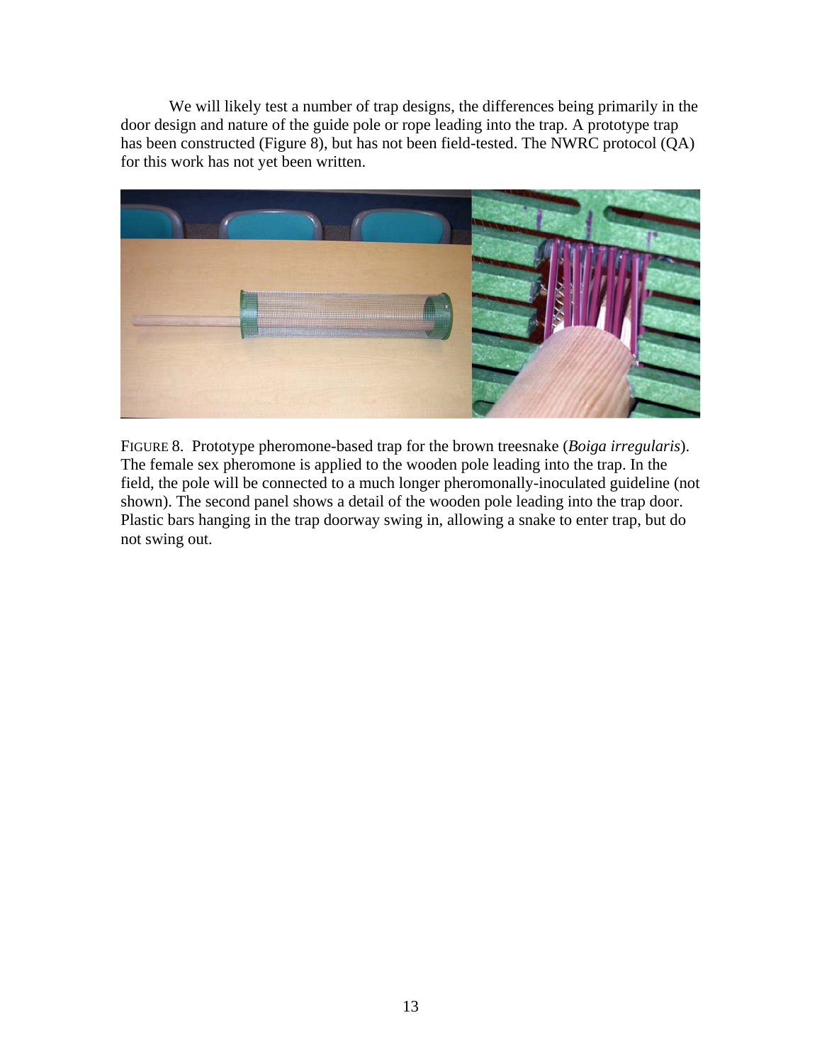We will likely test a number of trap designs, the differences being primarily in the door design and nature of the guide pole or rope leading into the trap. A prototype trap has been constructed (Figure 8), but has not been field-tested. The NWRC protocol (QA) for this work has not yet been written.

FIGURE 8. Prototype pheromone-based trap for the brown treesnake (*Boiga irregularis*). The female sex pheromone is applied to the wooden pole leading into the trap. In the field, the pole will be connected to a much longer pheromonally-inoculated guideline (not shown). The second panel shows a detail of the wooden pole leading into the trap door. Plastic bars hanging in the trap doorway swing in, allowing a snake to enter trap, but do not swing out.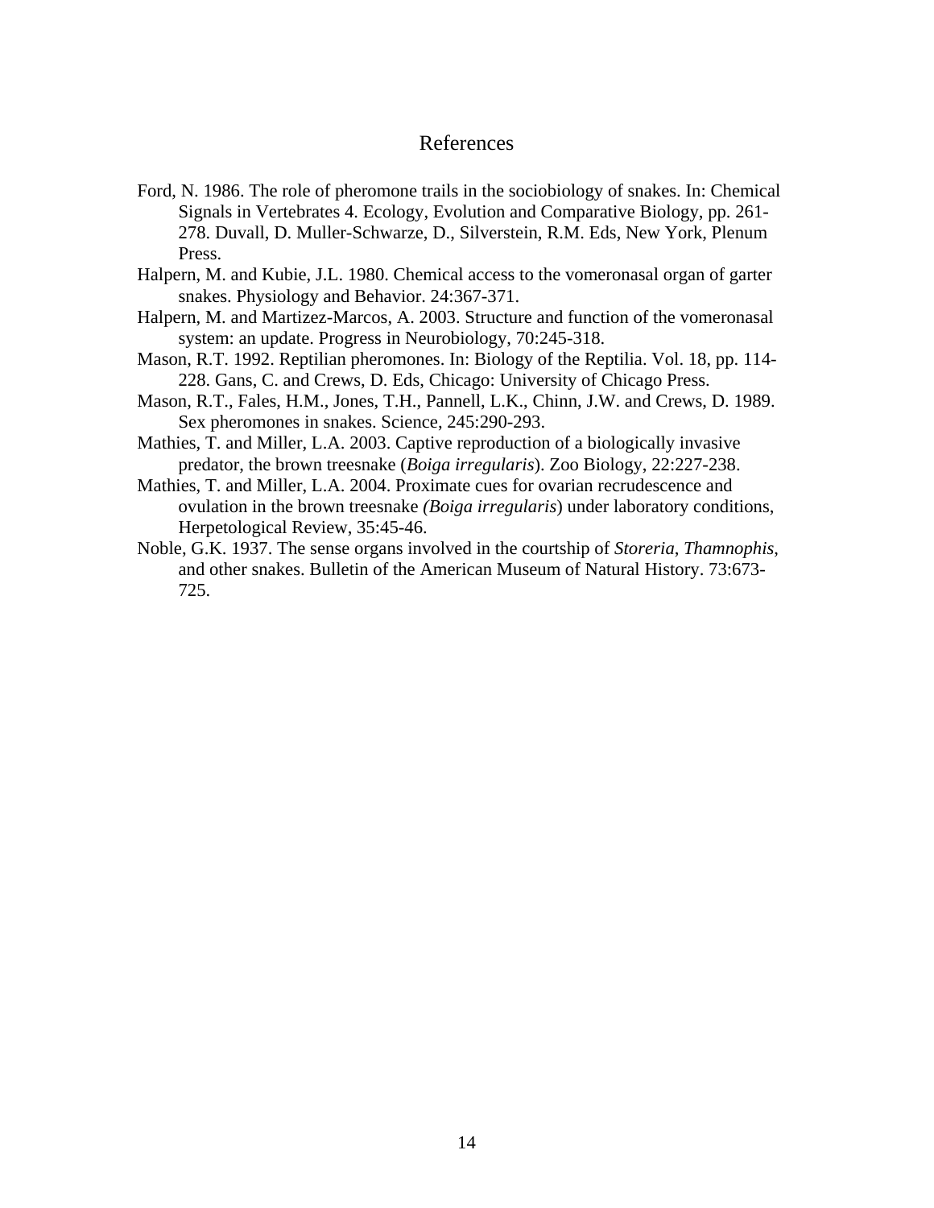# References

Ford, N. 1986. The role of pheromone trails in the sociobiology of snakes. In: Chemical Signals in Vertebrates 4. Ecology, Evolution and Comparative Biology, pp. 261-278. Duvall, D. Muller-Schwarze, D., Silverstein, R.M. Eds, New York, Plenum Press.

Halpern, M. and Kubie, J.L. 1980. Chemical access to the vomeronasal organ of garter snakes. Physiology and Behavior. 24:367-371.

Halpern, M. and Martizez-Marcos, A. 2003. Structure and function of the vomeronasal system: an update. Progress in Neurobiology, 70:245-318.

Mason, R.T. 1992. Reptilian pheromones. In: Biology of the Reptilia. Vol. 18, pp. 114-228. Gans, C. and Crews, D. Eds, Chicago: University of Chicago Press.

Mason, R.T., Fales, H.M., Jones, T.H., Pannell, L.K., Chinn, J.W. and Crews, D. 1989. Sex pheromones in snakes. Science, 245:290-293.

Mathies, T. and Miller, L.A. 2003. Captive reproduction of a biologically invasive predator, the brown treesnake (*Boiga irregularis*). Zoo Biology, 22:227-238.

Mathies, T. and Miller, L.A. 2004. Proximate cues for ovarian recrudescence and ovulation in the brown treesnake *(Boiga irregularis*) under laboratory conditions, Herpetological Review, 35:45-46.

Noble, G.K. 1937. The sense organs involved in the courtship of *Storeria*, *Thamnophis*, and other snakes. Bulletin of the American Museum of Natural History. 73:673-725.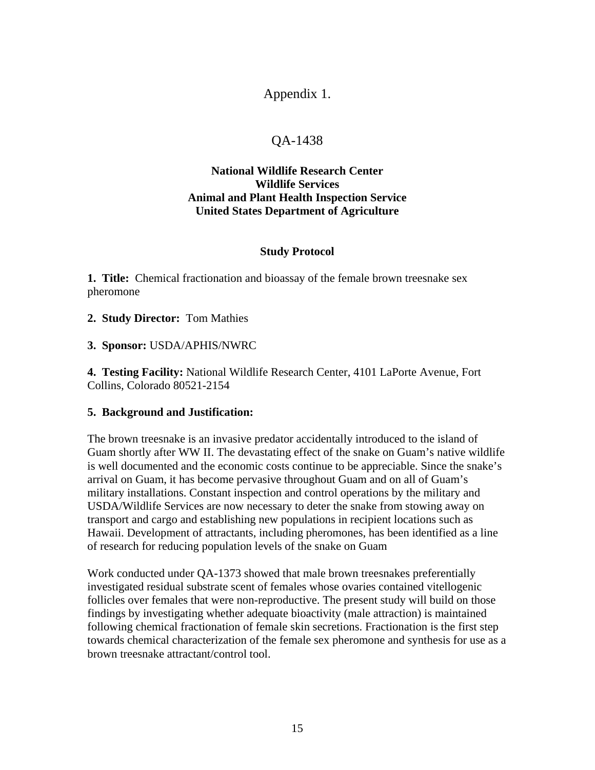# Appendix 1.

## QA-1438

**National Wildlife Research Center**
**Wildlife Services**
**Animal and Plant Health Inspection Service**
**United States Department of Agriculture**

### Study Protocol

**1. Title:** Chemical fractionation and bioassay of the female brown treesnake sex pheromone

**2. Study Director:** Tom Mathies

**3. Sponsor:** USDA/APHIS/NWRC

**4. Testing Facility:** National Wildlife Research Center, 4101 LaPorte Avenue, Fort Collins, Colorado 80521-2154

**5. Background and Justification:**

The brown treesnake is an invasive predator accidentally introduced to the island of Guam shortly after WW II. The devastating effect of the snake on Guam's native wildlife is well documented and the economic costs continue to be appreciable. Since the snake's arrival on Guam, it has become pervasive throughout Guam and on all of Guam's military installations. Constant inspection and control operations by the military and USDA/Wildlife Services are now necessary to deter the snake from stowing away on transport and cargo and establishing new populations in recipient locations such as Hawaii. Development of attractants, including pheromones, has been identified as a line of research for reducing population levels of the snake on Guam

Work conducted under QA-1373 showed that male brown treesnakes preferentially investigated residual substrate scent of females whose ovaries contained vitellogenic follicles over females that were non-reproductive. The present study will build on those findings by investigating whether adequate bioactivity (male attraction) is maintained following chemical fractionation of female skin secretions. Fractionation is the first step towards chemical characterization of the female sex pheromone and synthesis for use as a brown treesnake attractant/control tool.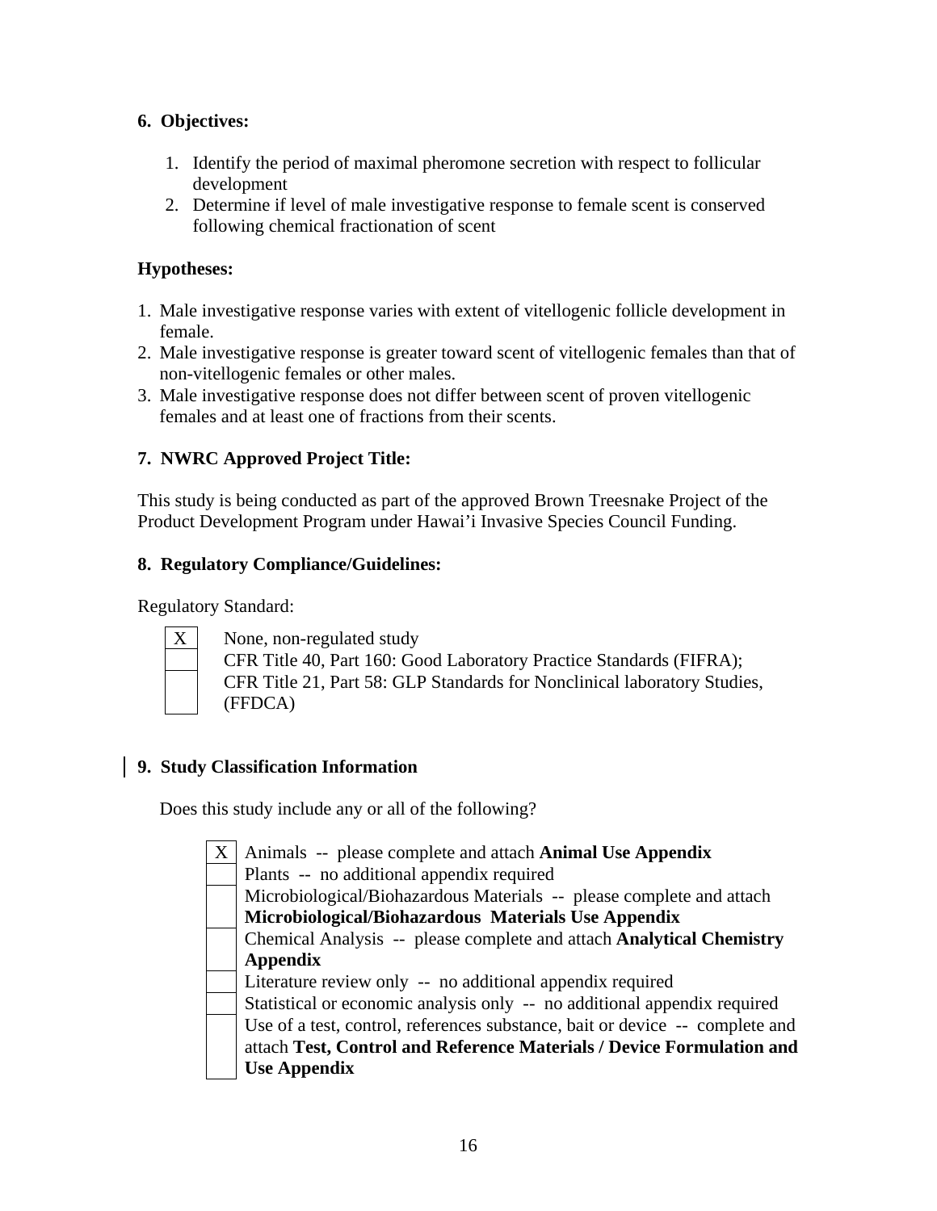**6. Objectives:**

1. Identify the period of maximal pheromone secretion with respect to follicular development
2. Determine if level of male investigative response to female scent is conserved following chemical fractionation of scent

**Hypotheses:**

1. Male investigative response varies with extent of vitellogenic follicle development in female.
2. Male investigative response is greater toward scent of vitellogenic females than that of non-vitellogenic females or other males.
3. Male investigative response does not differ between scent of proven vitellogenic females and at least one of fractions from their scents.

**7. NWRC Approved Project Title:**

This study is being conducted as part of the approved Brown Treesnake Project of the Product Development Program under Hawai'i Invasive Species Council Funding.

**8. Regulatory Compliance/Guidelines:**

Regulatory Standard:

| | |
|---|---|
| X | None, non-regulated study |
| | CFR Title 40, Part 160: Good Laboratory Practice Standards (FIFRA); |
| | CFR Title 21, Part 58: GLP Standards for Nonclinical laboratory Studies, (FFDCA) |

**9. Study Classification Information**

Does this study include any or all of the following?

| | |
|---|---|
| X | Animals -- please complete and attach **Animal Use Appendix** |
| | Plants -- no additional appendix required |
| | Microbiological/Biohazardous Materials -- please complete and attach **Microbiological/Biohazardous Materials Use Appendix** |
| | Chemical Analysis -- please complete and attach **Analytical Chemistry Appendix** |
| | Literature review only -- no additional appendix required |
| | Statistical or economic analysis only -- no additional appendix required |
| | Use of a test, control, references substance, bait or device -- complete and attach **Test, Control and Reference Materials / Device Formulation and Use Appendix** |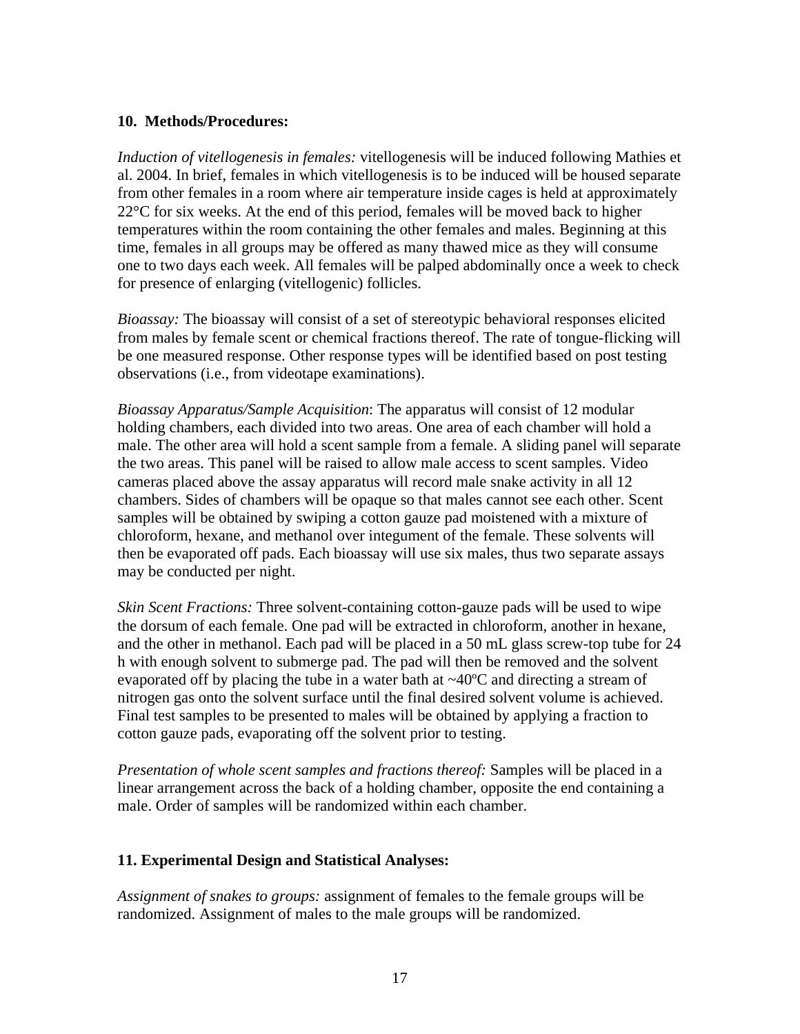**10. Methods/Procedures:**

*Induction of vitellogenesis in females:* vitellogenesis will be induced following Mathies et al. 2004. In brief, females in which vitellogenesis is to be induced will be housed separate from other females in a room where air temperature inside cages is held at approximately 22°C for six weeks. At the end of this period, females will be moved back to higher temperatures within the room containing the other females and males. Beginning at this time, females in all groups may be offered as many thawed mice as they will consume one to two days each week. All females will be palped abdominally once a week to check for presence of enlarging (vitellogenic) follicles.

*Bioassay:* The bioassay will consist of a set of stereotypic behavioral responses elicited from males by female scent or chemical fractions thereof. The rate of tongue-flicking will be one measured response. Other response types will be identified based on post testing observations (i.e., from videotape examinations).

*Bioassay Apparatus/Sample Acquisition*: The apparatus will consist of 12 modular holding chambers, each divided into two areas. One area of each chamber will hold a male. The other area will hold a scent sample from a female. A sliding panel will separate the two areas. This panel will be raised to allow male access to scent samples. Video cameras placed above the assay apparatus will record male snake activity in all 12 chambers. Sides of chambers will be opaque so that males cannot see each other. Scent samples will be obtained by swiping a cotton gauze pad moistened with a mixture of chloroform, hexane, and methanol over integument of the female. These solvents will then be evaporated off pads. Each bioassay will use six males, thus two separate assays may be conducted per night.

*Skin Scent Fractions:* Three solvent-containing cotton-gauze pads will be used to wipe the dorsum of each female. One pad will be extracted in chloroform, another in hexane, and the other in methanol. Each pad will be placed in a 50 mL glass screw-top tube for 24 h with enough solvent to submerge pad. The pad will then be removed and the solvent evaporated off by placing the tube in a water bath at ~40ºC and directing a stream of nitrogen gas onto the solvent surface until the final desired solvent volume is achieved. Final test samples to be presented to males will be obtained by applying a fraction to cotton gauze pads, evaporating off the solvent prior to testing.

*Presentation of whole scent samples and fractions thereof:* Samples will be placed in a linear arrangement across the back of a holding chamber, opposite the end containing a male. Order of samples will be randomized within each chamber.

**11. Experimental Design and Statistical Analyses:**

*Assignment of snakes to groups:* assignment of females to the female groups will be randomized. Assignment of males to the male groups will be randomized.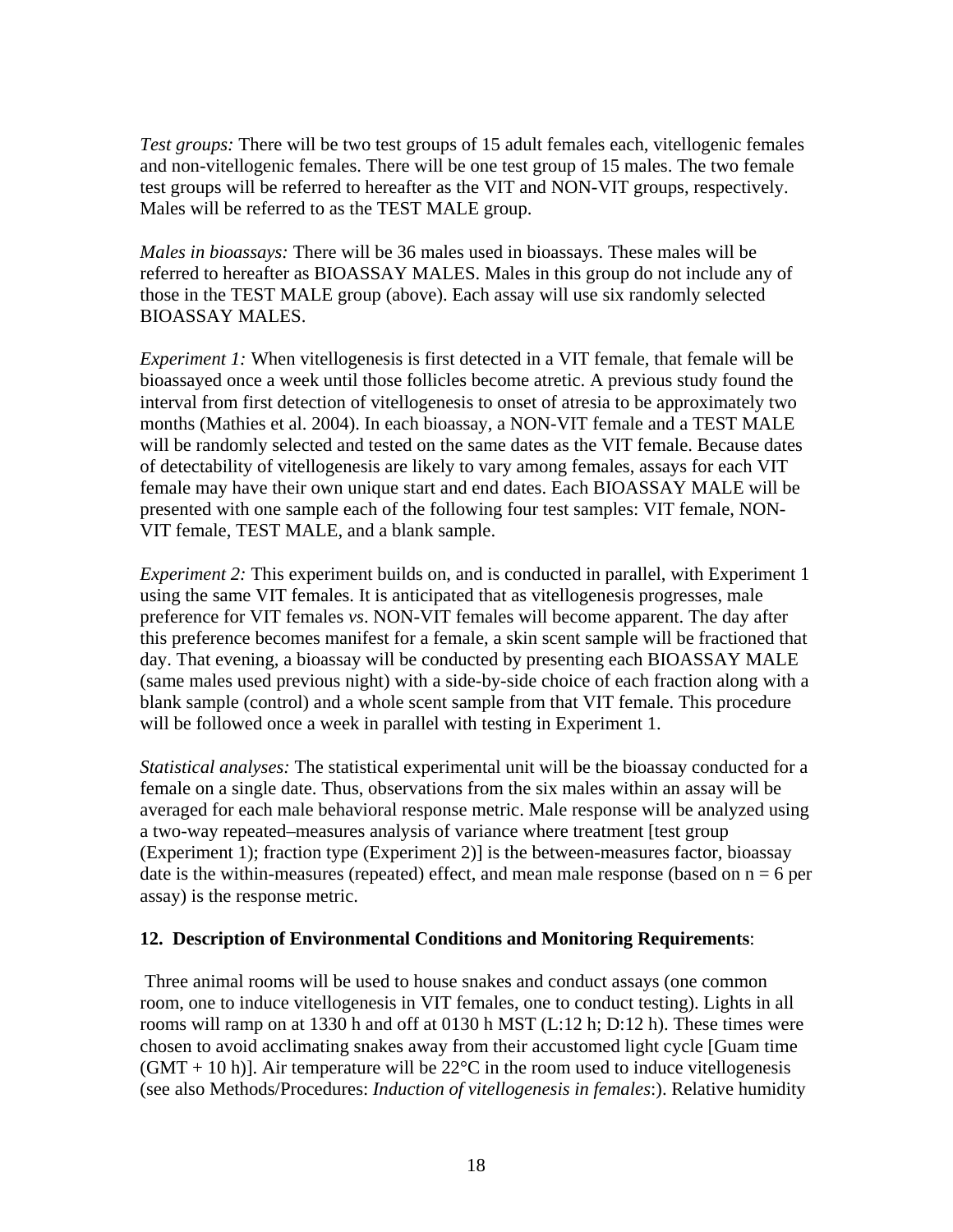*Test groups:* There will be two test groups of 15 adult females each, vitellogenic females and non-vitellogenic females. There will be one test group of 15 males. The two female test groups will be referred to hereafter as the VIT and NON-VIT groups, respectively. Males will be referred to as the TEST MALE group.

*Males in bioassays:* There will be 36 males used in bioassays. These males will be referred to hereafter as BIOASSAY MALES. Males in this group do not include any of those in the TEST MALE group (above). Each assay will use six randomly selected BIOASSAY MALES.

*Experiment 1:* When vitellogenesis is first detected in a VIT female, that female will be bioassayed once a week until those follicles become atretic. A previous study found the interval from first detection of vitellogenesis to onset of atresia to be approximately two months (Mathies et al. 2004). In each bioassay, a NON-VIT female and a TEST MALE will be randomly selected and tested on the same dates as the VIT female. Because dates of detectability of vitellogenesis are likely to vary among females, assays for each VIT female may have their own unique start and end dates. Each BIOASSAY MALE will be presented with one sample each of the following four test samples: VIT female, NON-VIT female, TEST MALE, and a blank sample.

*Experiment 2:* This experiment builds on, and is conducted in parallel, with Experiment 1 using the same VIT females. It is anticipated that as vitellogenesis progresses, male preference for VIT females *vs*. NON-VIT females will become apparent. The day after this preference becomes manifest for a female, a skin scent sample will be fractioned that day. That evening, a bioassay will be conducted by presenting each BIOASSAY MALE (same males used previous night) with a side-by-side choice of each fraction along with a blank sample (control) and a whole scent sample from that VIT female. This procedure will be followed once a week in parallel with testing in Experiment 1.

*Statistical analyses:* The statistical experimental unit will be the bioassay conducted for a female on a single date. Thus, observations from the six males within an assay will be averaged for each male behavioral response metric. Male response will be analyzed using a two-way repeated–measures analysis of variance where treatment [test group (Experiment 1); fraction type (Experiment 2)] is the between-measures factor, bioassay date is the within-measures (repeated) effect, and mean male response (based on $n = 6$ per assay) is the response metric.

**12. Description of Environmental Conditions and Monitoring Requirements**:

Three animal rooms will be used to house snakes and conduct assays (one common room, one to induce vitellogenesis in VIT females, one to conduct testing). Lights in all rooms will ramp on at 1330 h and off at 0130 h MST (L:12 h; D:12 h). These times were chosen to avoid acclimating snakes away from their accustomed light cycle [Guam time (GMT + 10 h)]. Air temperature will be 22°C in the room used to induce vitellogenesis (see also Methods/Procedures: *Induction of vitellogenesis in females*:). Relative humidity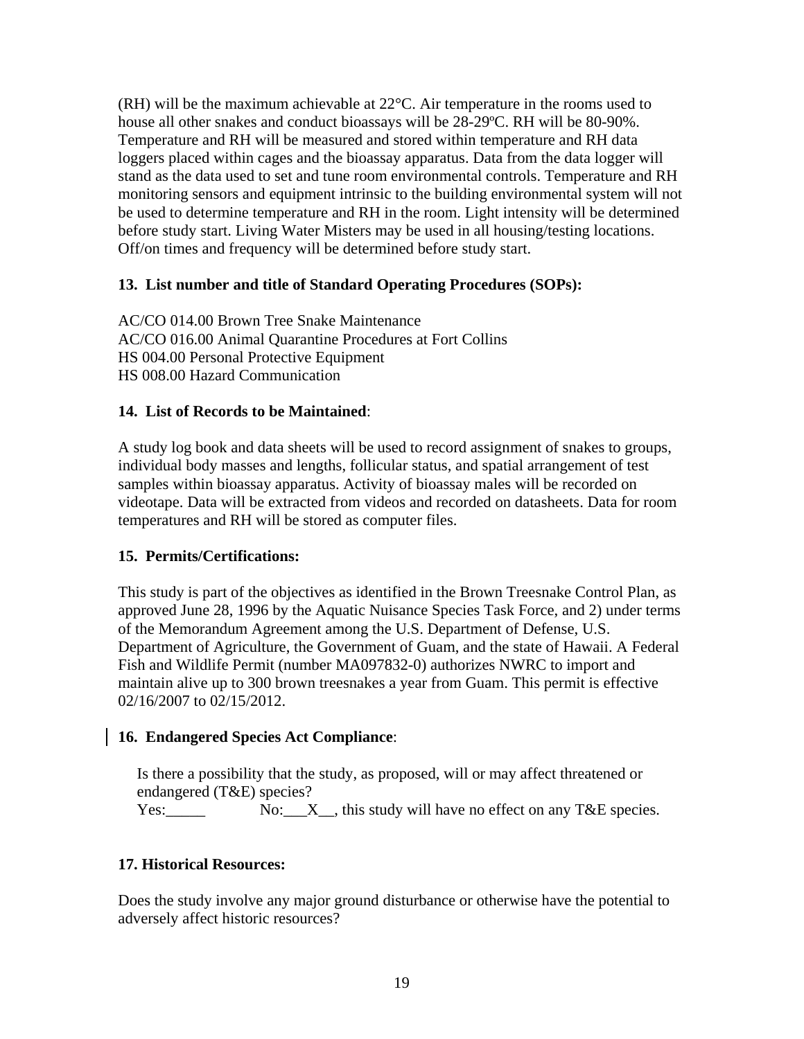(RH) will be the maximum achievable at 22°C. Air temperature in the rooms used to house all other snakes and conduct bioassays will be 28-29ºC. RH will be 80-90%. Temperature and RH will be measured and stored within temperature and RH data loggers placed within cages and the bioassay apparatus. Data from the data logger will stand as the data used to set and tune room environmental controls. Temperature and RH monitoring sensors and equipment intrinsic to the building environmental system will not be used to determine temperature and RH in the room. Light intensity will be determined before study start. Living Water Misters may be used in all housing/testing locations. Off/on times and frequency will be determined before study start.

**13. List number and title of Standard Operating Procedures (SOPs):**

AC/CO 014.00 Brown Tree Snake Maintenance
AC/CO 016.00 Animal Quarantine Procedures at Fort Collins
HS 004.00 Personal Protective Equipment
HS 008.00 Hazard Communication

**14. List of Records to be Maintained**:

A study log book and data sheets will be used to record assignment of snakes to groups, individual body masses and lengths, follicular status, and spatial arrangement of test samples within bioassay apparatus. Activity of bioassay males will be recorded on videotape. Data will be extracted from videos and recorded on datasheets. Data for room temperatures and RH will be stored as computer files.

**15. Permits/Certifications:**

This study is part of the objectives as identified in the Brown Treesnake Control Plan, as approved June 28, 1996 by the Aquatic Nuisance Species Task Force, and 2) under terms of the Memorandum Agreement among the U.S. Department of Defense, U.S. Department of Agriculture, the Government of Guam, and the state of Hawaii. A Federal Fish and Wildlife Permit (number MA097832-0) authorizes NWRC to import and maintain alive up to 300 brown treesnakes a year from Guam. This permit is effective 02/16/2007 to 02/15/2012.

**16. Endangered Species Act Compliance**:

Is there a possibility that the study, as proposed, will or may affect threatened or endangered (T&E) species?
Yes:_____ No:___X__, this study will have no effect on any T&E species.

**17. Historical Resources:**

Does the study involve any major ground disturbance or otherwise have the potential to adversely affect historic resources?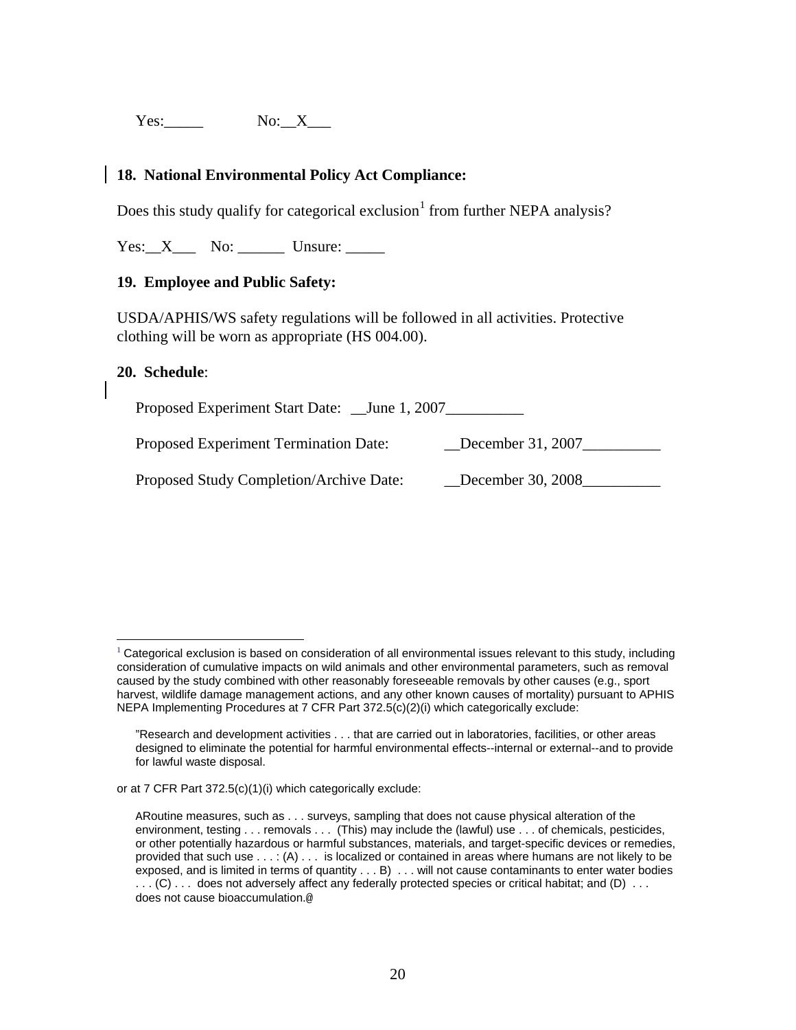Yes:_____ No:__X___

**18. National Environmental Policy Act Compliance:**

Does this study qualify for categorical exclusion[1] from further NEPA analysis?

Yes:__X___ No: ______ Unsure: _____

**19. Employee and Public Safety:**

USDA/APHIS/WS safety regulations will be followed in all activities. Protective clothing will be worn as appropriate (HS 004.00).

**20. Schedule**:

Proposed Experiment Start Date: __June 1, 2007__________

Proposed Experiment Termination Date: __December 31, 2007__________

Proposed Study Completion/Archive Date: __December 30, 2008__________

---

[1] Categorical exclusion is based on consideration of all environmental issues relevant to this study, including consideration of cumulative impacts on wild animals and other environmental parameters, such as removal caused by the study combined with other reasonably foreseeable removals by other causes (e.g., sport harvest, wildlife damage management actions, and any other known causes of mortality) pursuant to APHIS NEPA Implementing Procedures at 7 CFR Part 372.5(c)(2)(i) which categorically exclude:

> "Research and development activities . . . that are carried out in laboratories, facilities, or other areas designed to eliminate the potential for harmful environmental effects--internal or external--and to provide for lawful waste disposal.

or at 7 CFR Part 372.5(c)(1)(i) which categorically exclude:

> ARoutine measures, such as . . . surveys, sampling that does not cause physical alteration of the environment, testing . . . removals . . . (This) may include the (lawful) use . . . of chemicals, pesticides, or other potentially hazardous or harmful substances, materials, and target-specific devices or remedies, provided that such use . . . : (A) . . . is localized or contained in areas where humans are not likely to be exposed, and is limited in terms of quantity . . . B) . . . will not cause contaminants to enter water bodies . . . (C) . . . does not adversely affect any federally protected species or critical habitat; and (D) . . . does not cause bioaccumulation.@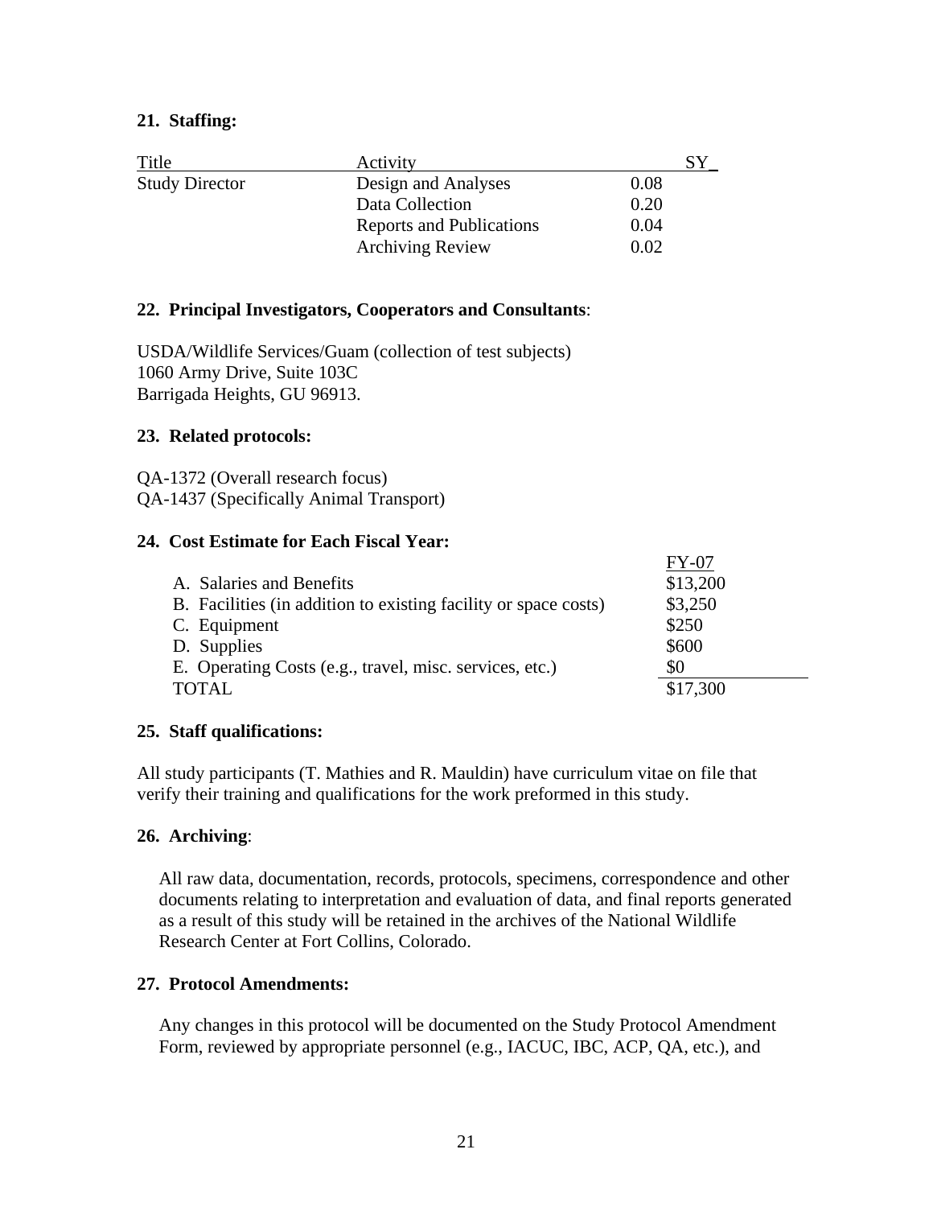**21. Staffing:**

| Title | Activity | SY |
|---|---|---|
| Study Director | Design and Analyses | 0.08 |
| | Data Collection | 0.20 |
| | Reports and Publications | 0.04 |
| | Archiving Review | 0.02 |

**22. Principal Investigators, Cooperators and Consultants**:

USDA/Wildlife Services/Guam (collection of test subjects)
1060 Army Drive, Suite 103C
Barrigada Heights, GU 96913.

**23. Related protocols:**

QA-1372 (Overall research focus)
QA-1437 (Specifically Animal Transport)

**24. Cost Estimate for Each Fiscal Year:**

| | FY-07 |
|---|---|
| A. Salaries and Benefits | $13,200 |
| B. Facilities (in addition to existing facility or space costs) | $3,250 |
| C. Equipment | $250 |
| D. Supplies | $600 |
| E. Operating Costs (e.g., travel, misc. services, etc.) | $0 |
| TOTAL | $17,300 |

**25. Staff qualifications:**

All study participants (T. Mathies and R. Mauldin) have curriculum vitae on file that verify their training and qualifications for the work preformed in this study.

**26. Archiving**:

All raw data, documentation, records, protocols, specimens, correspondence and other documents relating to interpretation and evaluation of data, and final reports generated as a result of this study will be retained in the archives of the National Wildlife Research Center at Fort Collins, Colorado.

**27. Protocol Amendments:**

Any changes in this protocol will be documented on the Study Protocol Amendment Form, reviewed by appropriate personnel (e.g., IACUC, IBC, ACP, QA, etc.), and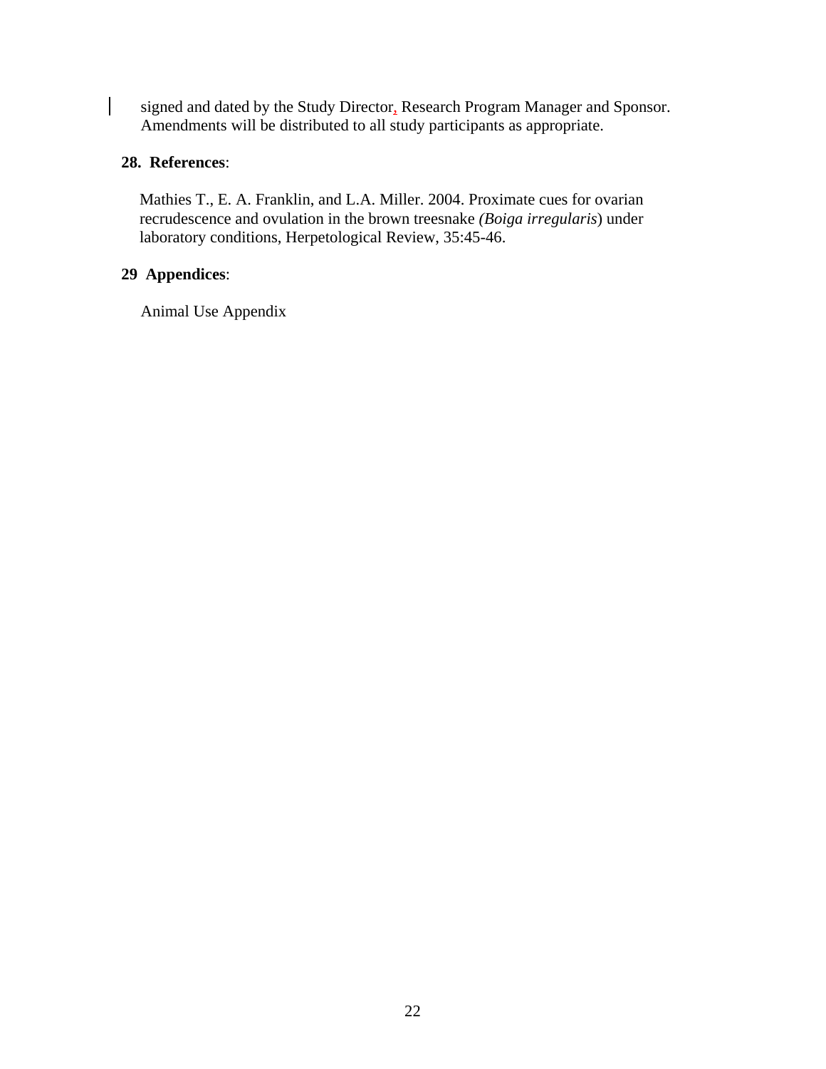signed and dated by the Study Director, Research Program Manager and Sponsor. Amendments will be distributed to all study participants as appropriate.

**28. References**:

Mathies T., E. A. Franklin, and L.A. Miller. 2004. Proximate cues for ovarian recrudescence and ovulation in the brown treesnake *(Boiga irregularis*) under laboratory conditions, Herpetological Review, 35:45-46.

**29 Appendices**:

Animal Use Appendix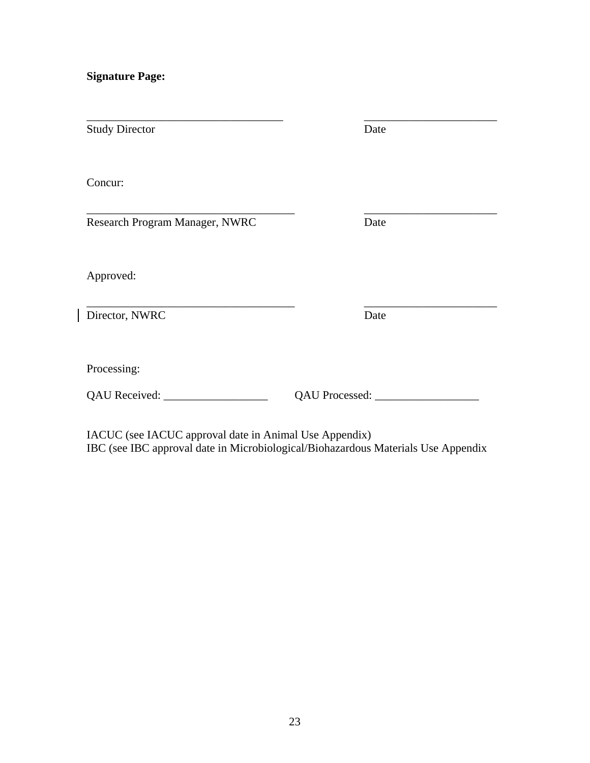**Signature Page:**

\_\_\_\_\_\_\_\_\_\_\_\_\_\_\_\_\_\_\_\_\_\_\_\_\_\_\_\_\_\_\_\_\_\_ \_\_\_\_\_\_\_\_\_\_\_\_\_\_\_\_\_\_\_\_\_\_\_

Study Director Date

Concur:

\_\_\_\_\_\_\_\_\_\_\_\_\_\_\_\_\_\_\_\_\_\_\_\_\_\_\_\_\_\_\_\_\_\_\_\_ \_\_\_\_\_\_\_\_\_\_\_\_\_\_\_\_\_\_\_\_\_\_\_

Research Program Manager, NWRC Date

Approved:

\_\_\_\_\_\_\_\_\_\_\_\_\_\_\_\_\_\_\_\_\_\_\_\_\_\_\_\_\_\_\_\_\_\_\_\_ \_\_\_\_\_\_\_\_\_\_\_\_\_\_\_\_\_\_\_\_\_\_\_

Director, NWRC Date

Processing:

QAU Received: \_\_\_\_\_\_\_\_\_\_\_\_\_\_\_\_\_\_ QAU Processed: \_\_\_\_\_\_\_\_\_\_\_\_\_\_\_\_\_\_

IACUC (see IACUC approval date in Animal Use Appendix)
IBC (see IBC approval date in Microbiological/Biohazardous Materials Use Appendix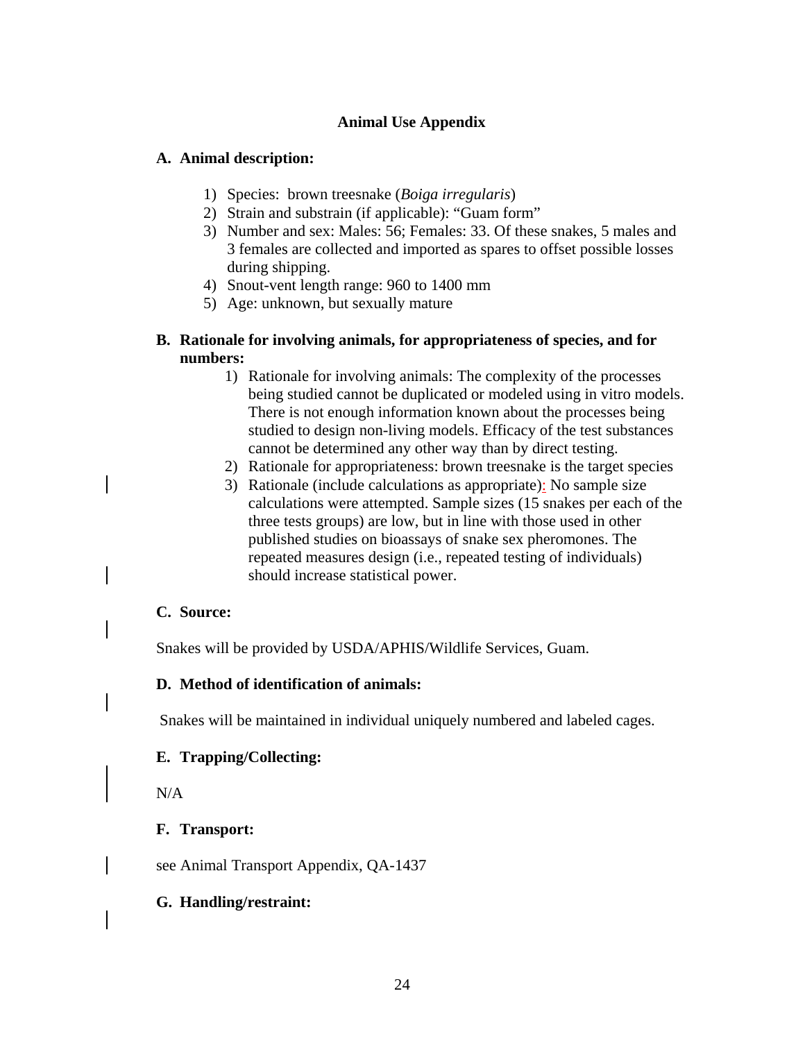**Animal Use Appendix**

**A. Animal description:**

1) Species: brown treesnake (*Boiga irregularis*)
2) Strain and substrain (if applicable): "Guam form"
3) Number and sex: Males: 56; Females: 33. Of these snakes, 5 males and 3 females are collected and imported as spares to offset possible losses during shipping.
4) Snout-vent length range: 960 to 1400 mm
5) Age: unknown, but sexually mature

**B. Rationale for involving animals, for appropriateness of species, and for numbers:**

1) Rationale for involving animals: The complexity of the processes being studied cannot be duplicated or modeled using in vitro models. There is not enough information known about the processes being studied to design non-living models. Efficacy of the test substances cannot be determined any other way than by direct testing.
2) Rationale for appropriateness: brown treesnake is the target species
3) Rationale (include calculations as appropriate): No sample size calculations were attempted. Sample sizes (15 snakes per each of the three tests groups) are low, but in line with those used in other published studies on bioassays of snake sex pheromones. The repeated measures design (i.e., repeated testing of individuals) should increase statistical power.

**C. Source:**

Snakes will be provided by USDA/APHIS/Wildlife Services, Guam.

**D. Method of identification of animals:**

Snakes will be maintained in individual uniquely numbered and labeled cages.

**E. Trapping/Collecting:**

N/A

**F. Transport:**

see Animal Transport Appendix, QA-1437

**G. Handling/restraint:**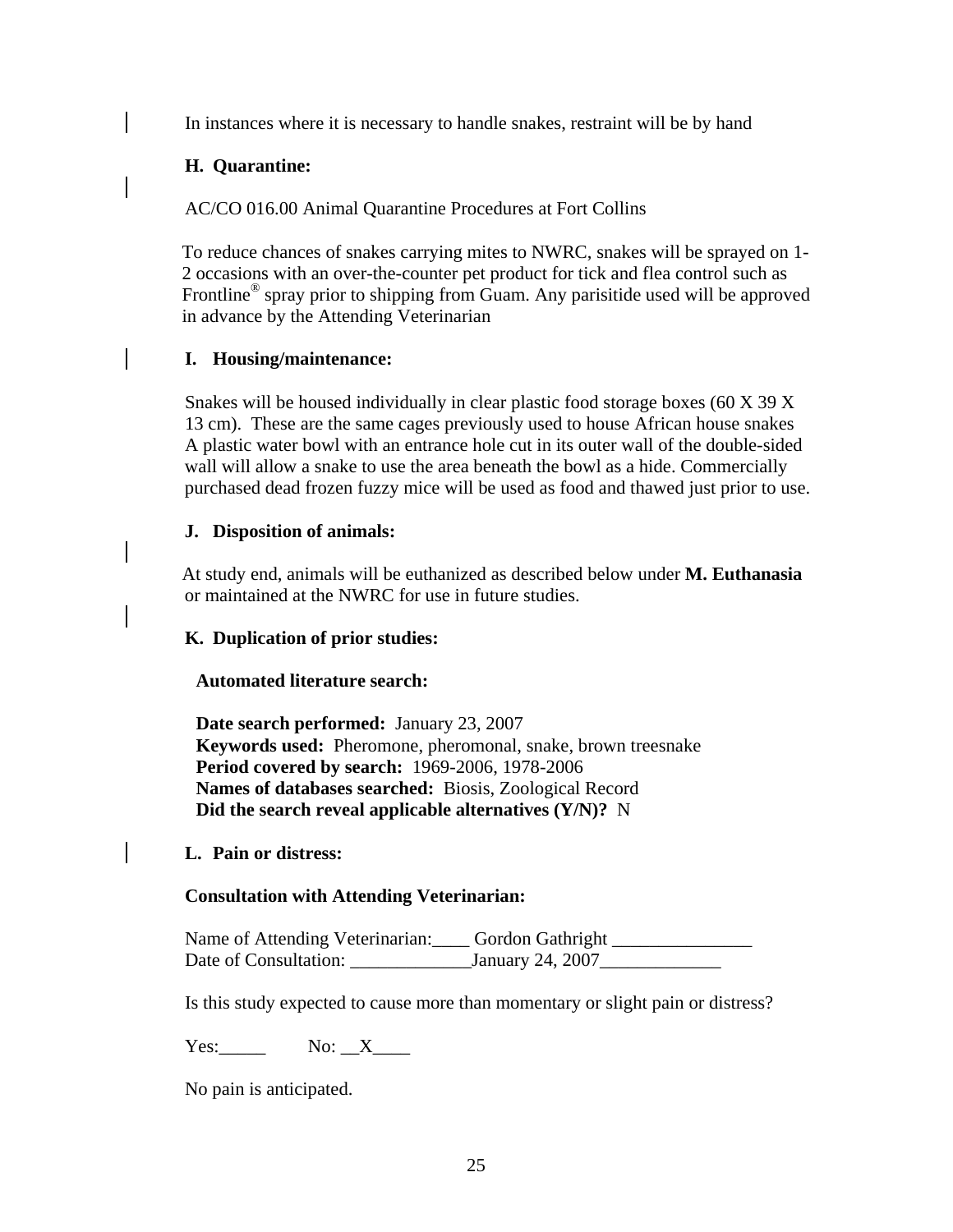In instances where it is necessary to handle snakes, restraint will be by hand

**H. Quarantine:**

AC/CO 016.00 Animal Quarantine Procedures at Fort Collins

To reduce chances of snakes carrying mites to NWRC, snakes will be sprayed on 1-2 occasions with an over-the-counter pet product for tick and flea control such as Frontline® spray prior to shipping from Guam. Any parisitide used will be approved in advance by the Attending Veterinarian

**I. Housing/maintenance:**

Snakes will be housed individually in clear plastic food storage boxes (60 X 39 X 13 cm). These are the same cages previously used to house African house snakes A plastic water bowl with an entrance hole cut in its outer wall of the double-sided wall will allow a snake to use the area beneath the bowl as a hide. Commercially purchased dead frozen fuzzy mice will be used as food and thawed just prior to use.

**J. Disposition of animals:**

At study end, animals will be euthanized as described below under **M. Euthanasia** or maintained at the NWRC for use in future studies.

**K. Duplication of prior studies:**

**Automated literature search:**

**Date search performed:** January 23, 2007
**Keywords used:** Pheromone, pheromonal, snake, brown treesnake
**Period covered by search:** 1969-2006, 1978-2006
**Names of databases searched:** Biosis, Zoological Record
**Did the search reveal applicable alternatives (Y/N)?** N

**L. Pain or distress:**

**Consultation with Attending Veterinarian:**

Name of Attending Veterinarian:____ Gordon Gathright _______________
Date of Consultation: _____________January 24, 2007_____________

Is this study expected to cause more than momentary or slight pain or distress?

Yes:_____ No: __X____

No pain is anticipated.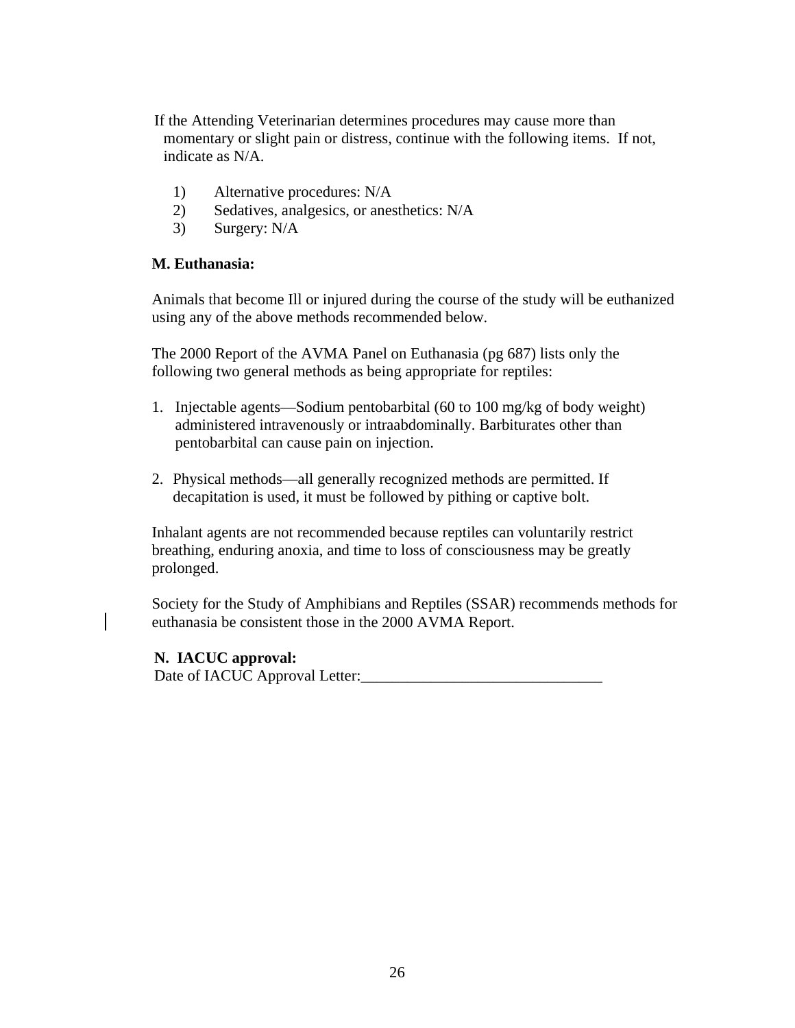If the Attending Veterinarian determines procedures may cause more than momentary or slight pain or distress, continue with the following items. If not, indicate as N/A.

1) Alternative procedures: N/A
2) Sedatives, analgesics, or anesthetics: N/A
3) Surgery: N/A

**M. Euthanasia:**

Animals that become Ill or injured during the course of the study will be euthanized using any of the above methods recommended below.

The 2000 Report of the AVMA Panel on Euthanasia (pg 687) lists only the following two general methods as being appropriate for reptiles:

1. Injectable agents—Sodium pentobarbital (60 to 100 mg/kg of body weight) administered intravenously or intraabdominally. Barbiturates other than pentobarbital can cause pain on injection.

2. Physical methods—all generally recognized methods are permitted. If decapitation is used, it must be followed by pithing or captive bolt.

Inhalant agents are not recommended because reptiles can voluntarily restrict breathing, enduring anoxia, and time to loss of consciousness may be greatly prolonged.

Society for the Study of Amphibians and Reptiles (SSAR) recommends methods for euthanasia be consistent those in the 2000 AVMA Report.

**N. IACUC approval:**

Date of IACUC Approval Letter:_______________________________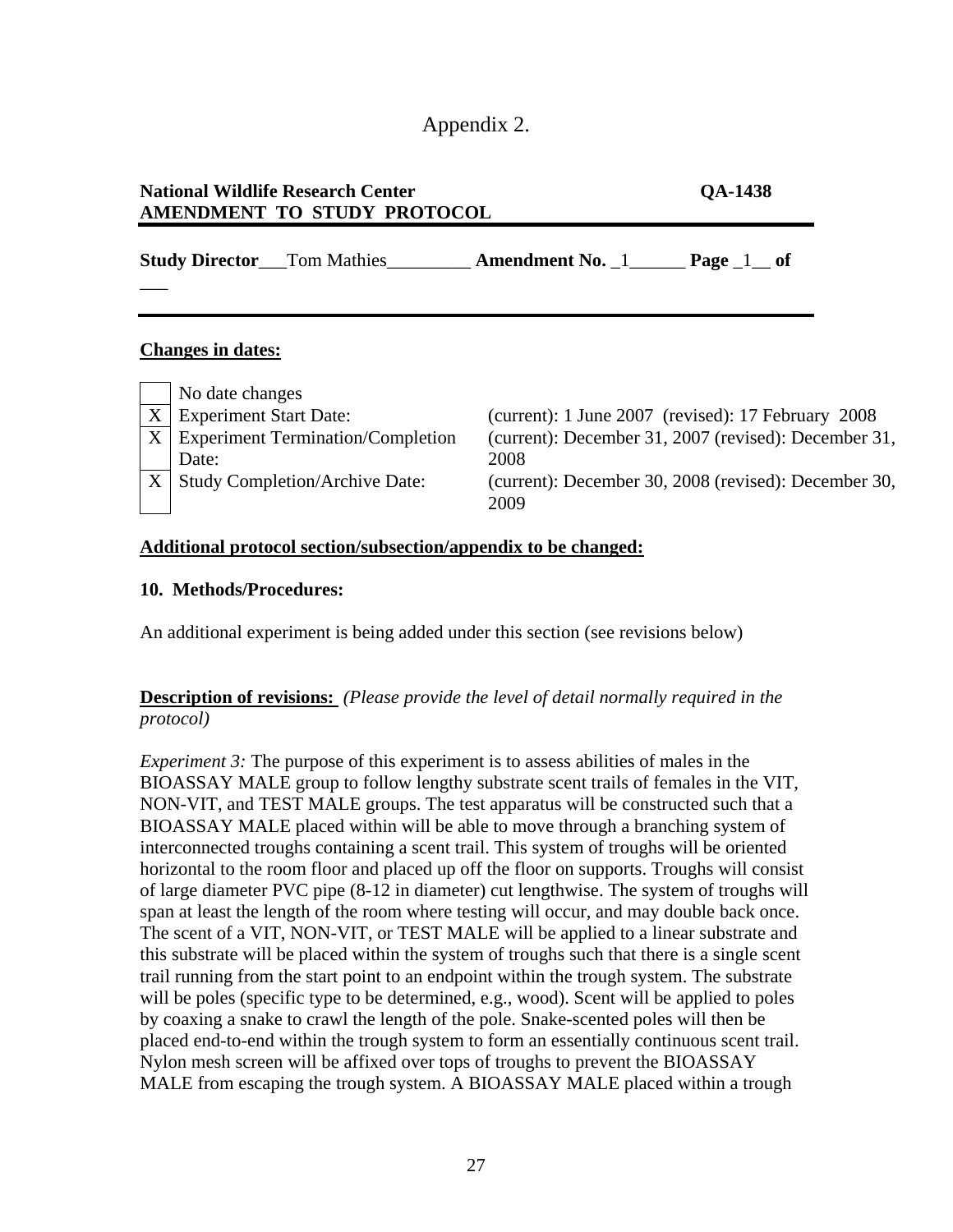# Appendix 2.

**National Wildlife Research Center** **QA-1438**
**AMENDMENT TO STUDY PROTOCOL**

**Study Director**\_\_\_Tom Mathies\_\_\_\_\_\_\_\_\_ **Amendment No.** \_1\_\_\_\_\_\_ **Page** \_1\_\_ **of** \_\_\_

**Changes in dates:**

| | | |
|---|---|---|
| | No date changes | |
| X | Experiment Start Date: | (current): 1 June 2007 (revised): 17 February 2008 |
| X | Experiment Termination/Completion Date: | (current): December 31, 2007 (revised): December 31, 2008 |
| X | Study Completion/Archive Date: | (current): December 30, 2008 (revised): December 30, 2009 |

**Additional protocol section/subsection/appendix to be changed:**

**10. Methods/Procedures:**

An additional experiment is being added under this section (see revisions below)

**Description of revisions:** *(Please provide the level of detail normally required in the protocol)*

*Experiment 3:* The purpose of this experiment is to assess abilities of males in the BIOASSAY MALE group to follow lengthy substrate scent trails of females in the VIT, NON-VIT, and TEST MALE groups. The test apparatus will be constructed such that a BIOASSAY MALE placed within will be able to move through a branching system of interconnected troughs containing a scent trail. This system of troughs will be oriented horizontal to the room floor and placed up off the floor on supports. Troughs will consist of large diameter PVC pipe (8-12 in diameter) cut lengthwise. The system of troughs will span at least the length of the room where testing will occur, and may double back once. The scent of a VIT, NON-VIT, or TEST MALE will be applied to a linear substrate and this substrate will be placed within the system of troughs such that there is a single scent trail running from the start point to an endpoint within the trough system. The substrate will be poles (specific type to be determined, e.g., wood). Scent will be applied to poles by coaxing a snake to crawl the length of the pole. Snake-scented poles will then be placed end-to-end within the trough system to form an essentially continuous scent trail. Nylon mesh screen will be affixed over tops of troughs to prevent the BIOASSAY MALE from escaping the trough system. A BIOASSAY MALE placed within a trough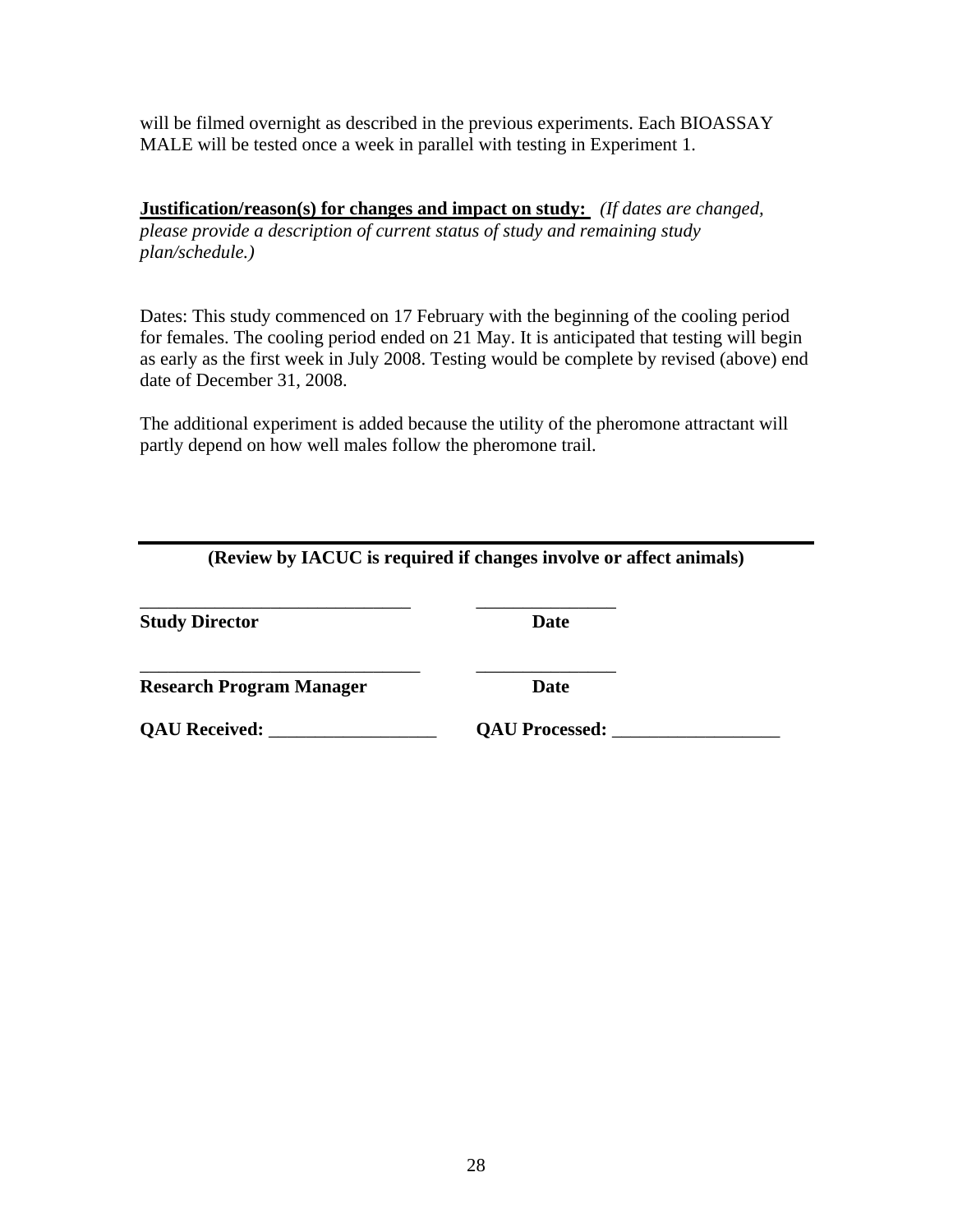will be filmed overnight as described in the previous experiments. Each BIOASSAY MALE will be tested once a week in parallel with testing in Experiment 1.

**Justification/reason(s) for changes and impact on study:** *(If dates are changed, please provide a description of current status of study and remaining study plan/schedule.)*

Dates: This study commenced on 17 February with the beginning of the cooling period for females. The cooling period ended on 21 May. It is anticipated that testing will begin as early as the first week in July 2008. Testing would be complete by revised (above) end date of December 31, 2008.

The additional experiment is added because the utility of the pheromone attractant will partly depend on how well males follow the pheromone trail.

---

**(Review by IACUC is required if changes involve or affect animals)**

\_\_\_\_\_\_\_\_\_\_\_\_\_\_\_\_\_\_\_\_\_\_\_\_\_\_\_\_\_\_ \_\_\_\_\_\_\_\_\_\_\_\_\_\_\_\_
**Study Director** **Date**

\_\_\_\_\_\_\_\_\_\_\_\_\_\_\_\_\_\_\_\_\_\_\_\_\_\_\_\_\_\_ \_\_\_\_\_\_\_\_\_\_\_\_\_\_\_\_
**Research Program Manager** **Date**

**QAU Received:** \_\_\_\_\_\_\_\_\_\_\_\_\_\_\_\_\_\_ **QAU Processed:** \_\_\_\_\_\_\_\_\_\_\_\_\_\_\_\_\_\_